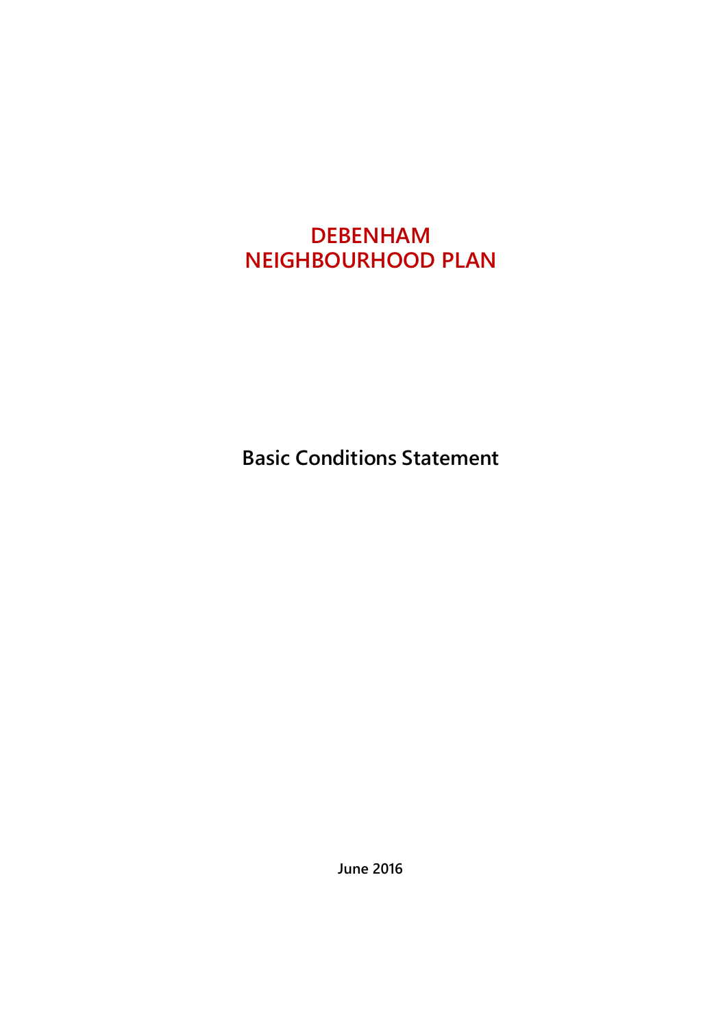# DEBENHAM NEIGHBOURHOOD PLAN

## Basic Conditions Statement

**June 2016**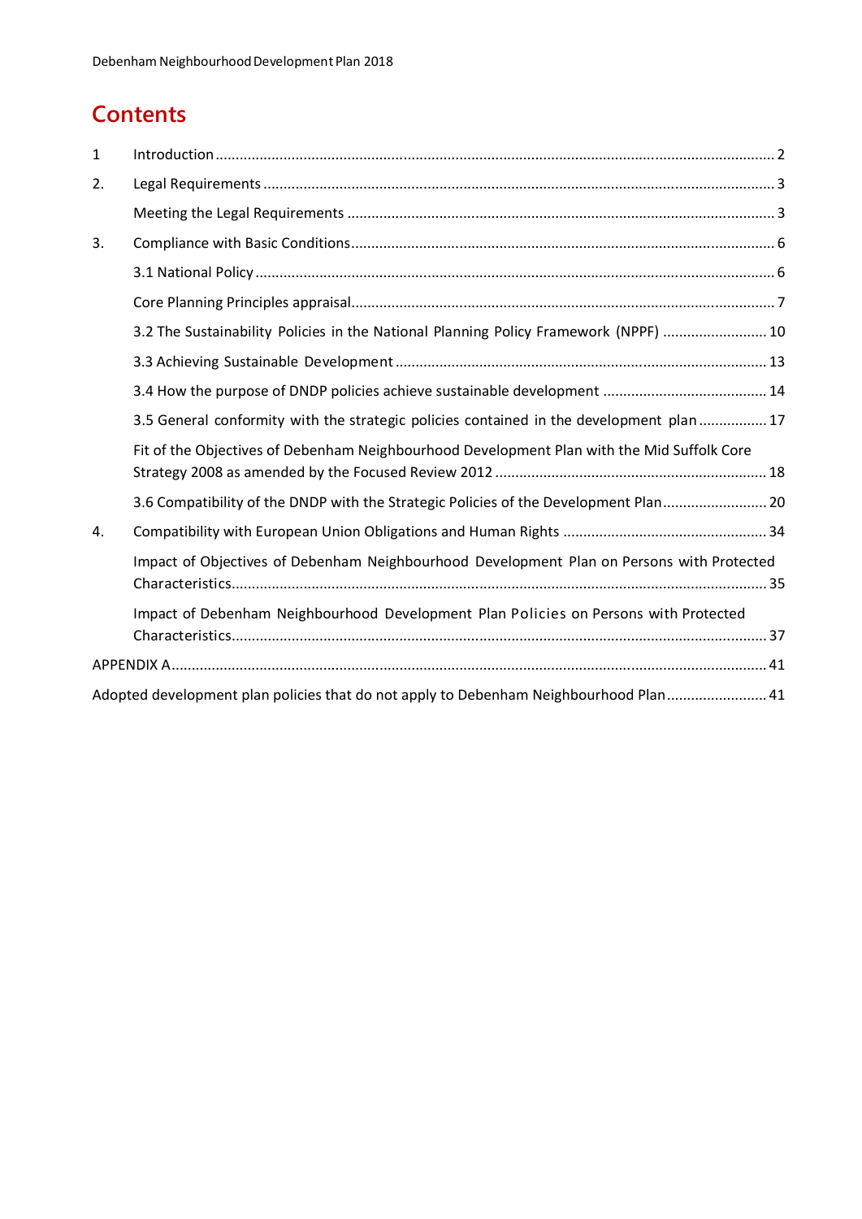# Contents

| | | |
|---|---|---|
| 1 | Introduction | 2 |
| 2. | Legal Requirements | 3 |
| | Meeting the Legal Requirements | 3 |
| 3. | Compliance with Basic Conditions | 6 |
| | 3.1 National Policy | 6 |
| | Core Planning Principles appraisal | 7 |
| | 3.2 The Sustainability Policies in the National Planning Policy Framework (NPPF) | 10 |
| | 3.3 Achieving Sustainable Development | 13 |
| | 3.4 How the purpose of DNDP policies achieve sustainable development | 14 |
| | 3.5 General conformity with the strategic policies contained in the development plan | 17 |
| | Fit of the Objectives of Debenham Neighbourhood Development Plan with the Mid Suffolk Core Strategy 2008 as amended by the Focused Review 2012 | 18 |
| | 3.6 Compatibility of the DNDP with the Strategic Policies of the Development Plan | 20 |
| 4. | Compatibility with European Union Obligations and Human Rights | 34 |
| | Impact of Objectives of Debenham Neighbourhood Development Plan on Persons with Protected Characteristics | 35 |
| | Impact of Debenham Neighbourhood Development Plan Policies on Persons with Protected Characteristics | 37 |
| APPENDIX A | | 41 |
| Adopted development plan policies that do not apply to Debenham Neighbourhood Plan | | 41 |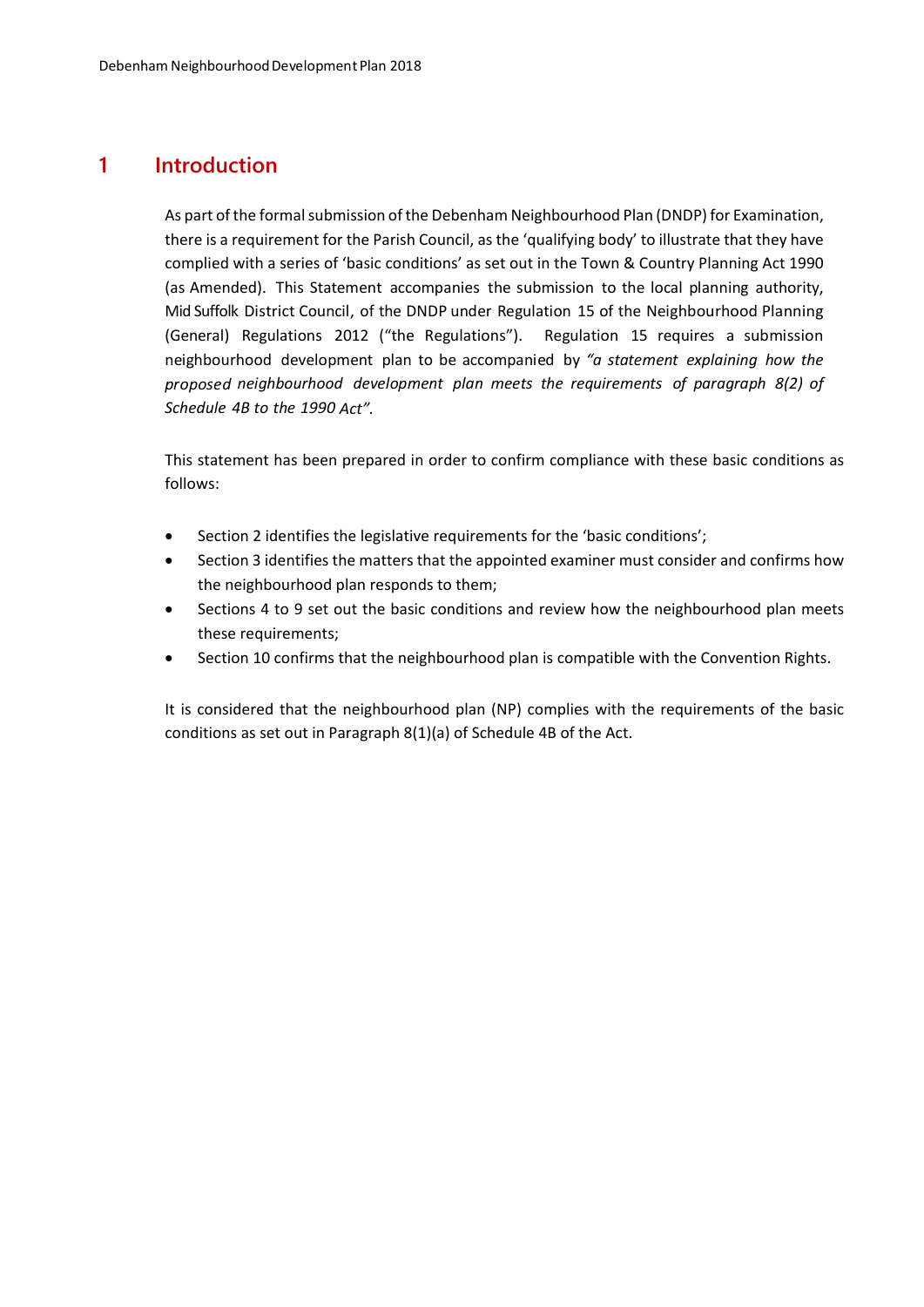# 1 Introduction

As part of the formal submission of the Debenham Neighbourhood Plan (DNDP) for Examination, there is a requirement for the Parish Council, as the 'qualifying body' to illustrate that they have complied with a series of 'basic conditions' as set out in the Town & Country Planning Act 1990 (as Amended). This Statement accompanies the submission to the local planning authority, Mid Suffolk District Council, of the DNDP under Regulation 15 of the Neighbourhood Planning (General) Regulations 2012 ("the Regulations"). Regulation 15 requires a submission neighbourhood development plan to be accompanied by *"a statement explaining how the proposed neighbourhood development plan meets the requirements of paragraph 8(2) of Schedule 4B to the 1990 Act"*.

This statement has been prepared in order to confirm compliance with these basic conditions as follows:

- Section 2 identifies the legislative requirements for the 'basic conditions';
- Section 3 identifies the matters that the appointed examiner must consider and confirms how the neighbourhood plan responds to them;
- Sections 4 to 9 set out the basic conditions and review how the neighbourhood plan meets these requirements;
- Section 10 confirms that the neighbourhood plan is compatible with the Convention Rights.

It is considered that the neighbourhood plan (NP) complies with the requirements of the basic conditions as set out in Paragraph 8(1)(a) of Schedule 4B of the Act.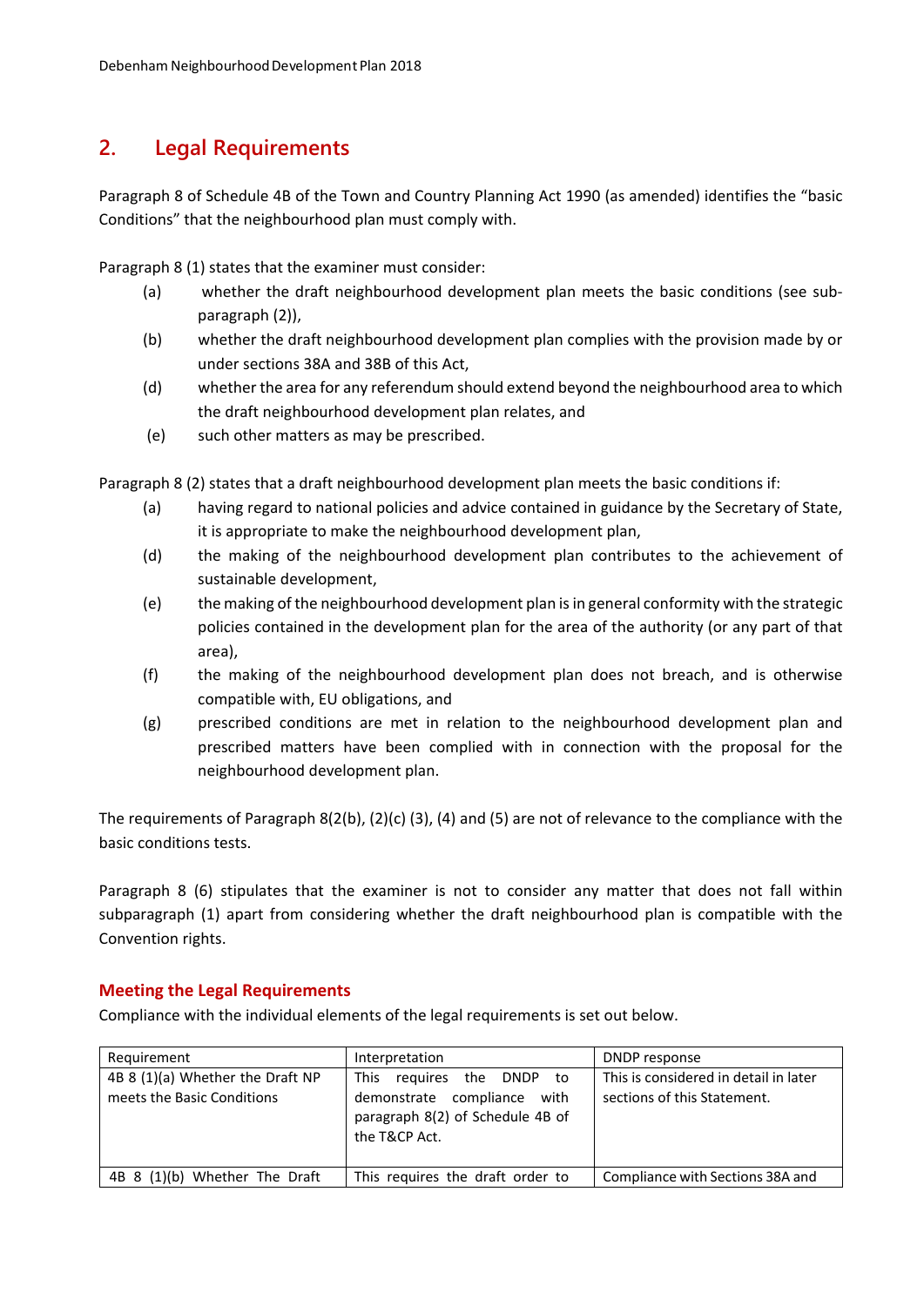## 2. Legal Requirements

Paragraph 8 of Schedule 4B of the Town and Country Planning Act 1990 (as amended) identifies the "basic Conditions" that the neighbourhood plan must comply with.

Paragraph 8 (1) states that the examiner must consider:

(a) whether the draft neighbourhood development plan meets the basic conditions (see sub-paragraph (2)),

(b) whether the draft neighbourhood development plan complies with the provision made by or under sections 38A and 38B of this Act,

(d) whether the area for any referendum should extend beyond the neighbourhood area to which the draft neighbourhood development plan relates, and

(e) such other matters as may be prescribed.

Paragraph 8 (2) states that a draft neighbourhood development plan meets the basic conditions if:

(a) having regard to national policies and advice contained in guidance by the Secretary of State, it is appropriate to make the neighbourhood development plan,

(d) the making of the neighbourhood development plan contributes to the achievement of sustainable development,

(e) the making of the neighbourhood development plan is in general conformity with the strategic policies contained in the development plan for the area of the authority (or any part of that area),

(f) the making of the neighbourhood development plan does not breach, and is otherwise compatible with, EU obligations, and

(g) prescribed conditions are met in relation to the neighbourhood development plan and prescribed matters have been complied with in connection with the proposal for the neighbourhood development plan.

The requirements of Paragraph 8(2(b), (2)(c) (3), (4) and (5) are not of relevance to the compliance with the basic conditions tests.

Paragraph 8 (6) stipulates that the examiner is not to consider any matter that does not fall within subparagraph (1) apart from considering whether the draft neighbourhood plan is compatible with the Convention rights.

### Meeting the Legal Requirements

Compliance with the individual elements of the legal requirements is set out below.

| Requirement | Interpretation | DNDP response |
|---|---|---|
| 4B 8 (1)(a) Whether the Draft NP meets the Basic Conditions | This requires the DNDP to demonstrate compliance with paragraph 8(2) of Schedule 4B of the T&CP Act. | This is considered in detail in later sections of this Statement. |
| 4B 8 (1)(b) Whether The Draft | This requires the draft order to | Compliance with Sections 38A and |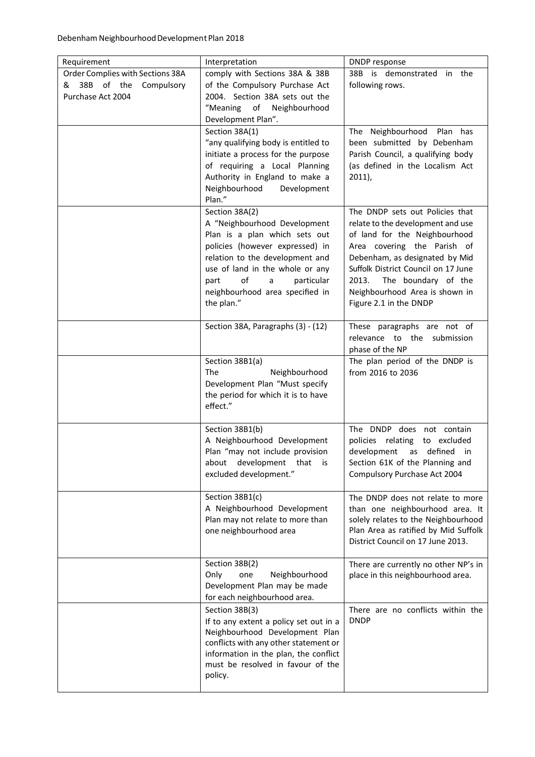| Requirement | Interpretation | DNDP response |
| --- | --- | --- |
| Order Complies with Sections 38A & 38B of the Compulsory Purchase Act 2004 | comply with Sections 38A & 38B of the Compulsory Purchase Act 2004. Section 38A sets out the "Meaning of Neighbourhood Development Plan". | 38B is demonstrated in the following rows. |
| | Section 38A(1)<br>"any qualifying body is entitled to initiate a process for the purpose of requiring a Local Planning Authority in England to make a Neighbourhood Development Plan." | The Neighbourhood Plan has been submitted by Debenham Parish Council, a qualifying body (as defined in the Localism Act 2011), |
| | Section 38A(2)<br>A "Neighbourhood Development Plan is a plan which sets out policies (however expressed) in relation to the development and use of land in the whole or any part of a particular neighbourhood area specified in the plan." | The DNDP sets out Policies that relate to the development and use of land for the Neighbourhood Area covering the Parish of Debenham, as designated by Mid Suffolk District Council on 17 June 2013. The boundary of the Neighbourhood Area is shown in Figure 2.1 in the DNDP |
| | Section 38A, Paragraphs (3) - (12) | These paragraphs are not of relevance to the submission phase of the NP |
| | Section 38B1(a)<br>The Neighbourhood Development Plan "Must specify the period for which it is to have effect." | The plan period of the DNDP is from 2016 to 2036 |
| | Section 38B1(b)<br>A Neighbourhood Development Plan "may not include provision about development that is excluded development." | The DNDP does not contain policies relating to excluded development as defined in Section 61K of the Planning and Compulsory Purchase Act 2004 |
| | Section 38B1(c)<br>A Neighbourhood Development Plan may not relate to more than one neighbourhood area | The DNDP does not relate to more than one neighbourhood area. It solely relates to the Neighbourhood Plan Area as ratified by Mid Suffolk District Council on 17 June 2013. |
| | Section 38B(2)<br>Only one Neighbourhood Development Plan may be made for each neighbourhood area. | There are currently no other NP's in place in this neighbourhood area. |
| | Section 38B(3)<br>If to any extent a policy set out in a Neighbourhood Development Plan conflicts with any other statement or information in the plan, the conflict must be resolved in favour of the policy. | There are no conflicts within the DNDP |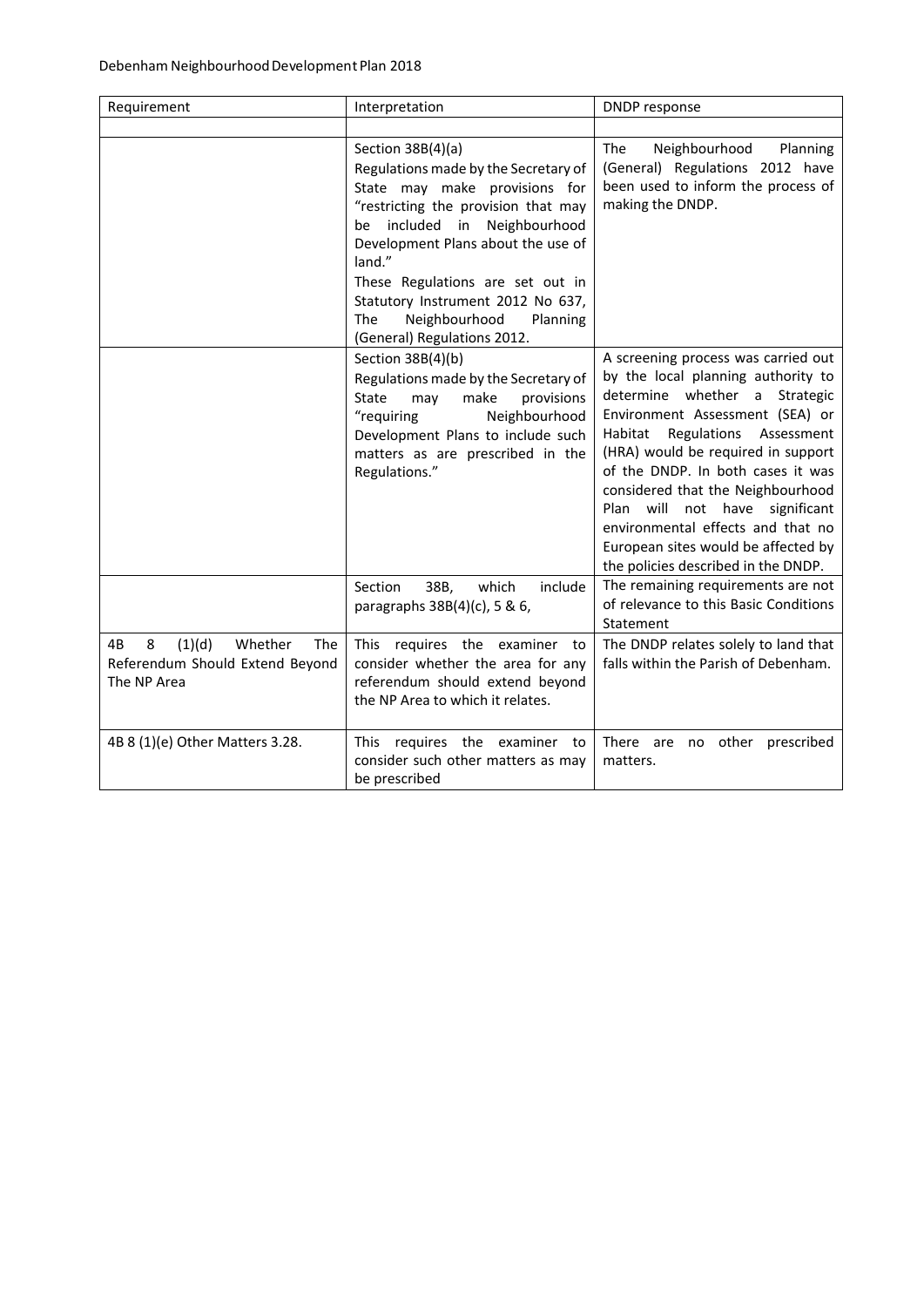| Requirement | Interpretation | DNDP response |
|---|---|---|
| | | |
| | Section 38B(4)(a) Regulations made by the Secretary of State may make provisions for “restricting the provision that may be included in Neighbourhood Development Plans about the use of land.” These Regulations are set out in Statutory Instrument 2012 No 637, The Neighbourhood Planning (General) Regulations 2012. | The Neighbourhood Planning (General) Regulations 2012 have been used to inform the process of making the DNDP. |
| | Section 38B(4)(b) Regulations made by the Secretary of State may make provisions “requiring Neighbourhood Development Plans to include such matters as are prescribed in the Regulations.” | A screening process was carried out by the local planning authority to determine whether a Strategic Environment Assessment (SEA) or Habitat Regulations Assessment (HRA) would be required in support of the DNDP. In both cases it was considered that the Neighbourhood Plan will not have significant environmental effects and that no European sites would be affected by the policies described in the DNDP. |
| | Section 38B, which include paragraphs 38B(4)(c), 5 & 6, | The remaining requirements are not of relevance to this Basic Conditions Statement |
| 4B 8 (1)(d) Whether The Referendum Should Extend Beyond The NP Area | This requires the examiner to consider whether the area for any referendum should extend beyond the NP Area to which it relates. | The DNDP relates solely to land that falls within the Parish of Debenham. |
| 4B 8 (1)(e) Other Matters 3.28. | This requires the examiner to consider such other matters as may be prescribed | There are no other prescribed matters. |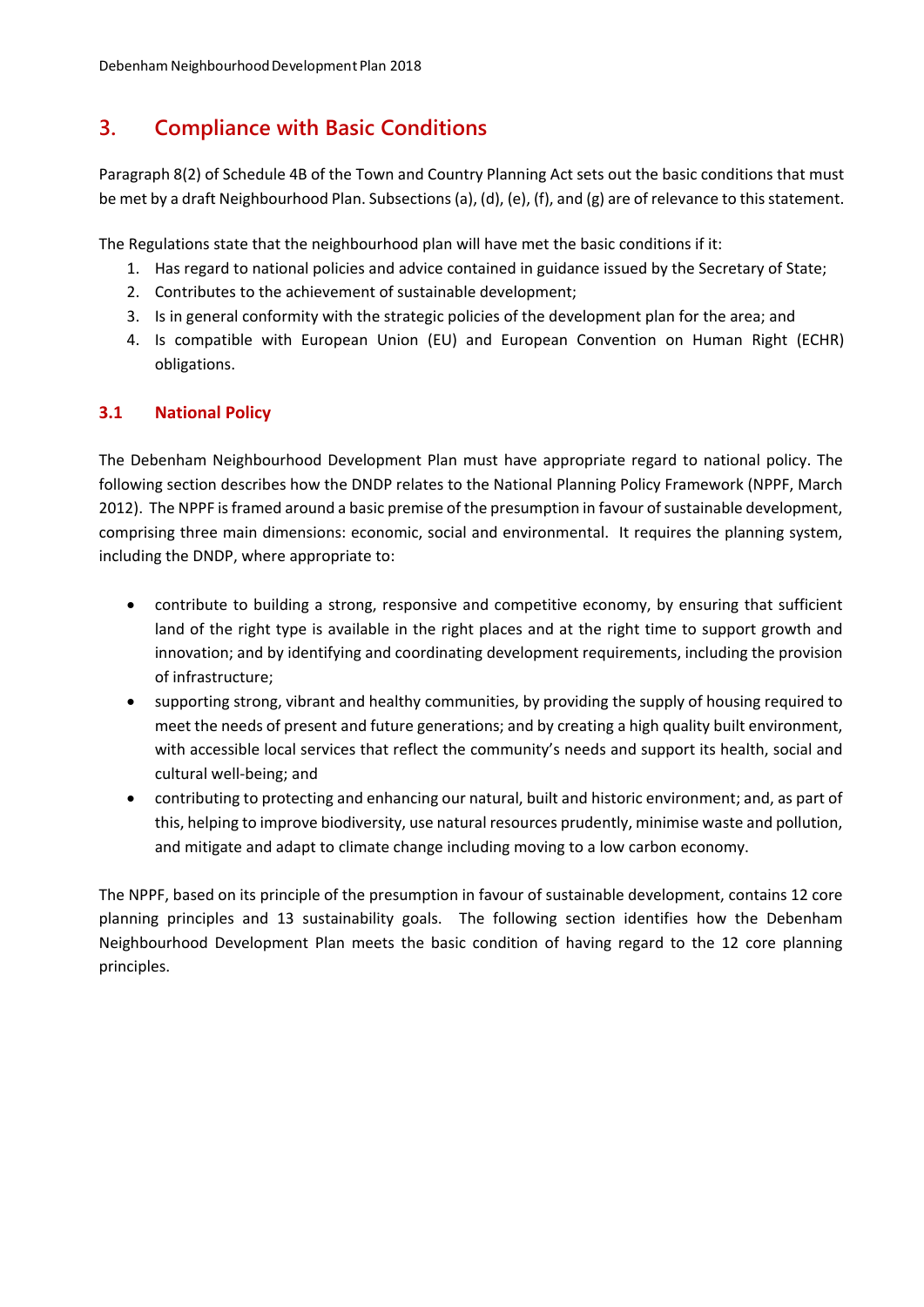## 3. Compliance with Basic Conditions

Paragraph 8(2) of Schedule 4B of the Town and Country Planning Act sets out the basic conditions that must be met by a draft Neighbourhood Plan. Subsections (a), (d), (e), (f), and (g) are of relevance to this statement.

The Regulations state that the neighbourhood plan will have met the basic conditions if it:

1. Has regard to national policies and advice contained in guidance issued by the Secretary of State;
2. Contributes to the achievement of sustainable development;
3. Is in general conformity with the strategic policies of the development plan for the area; and
4. Is compatible with European Union (EU) and European Convention on Human Right (ECHR) obligations.

### 3.1 National Policy

The Debenham Neighbourhood Development Plan must have appropriate regard to national policy. The following section describes how the DNDP relates to the National Planning Policy Framework (NPPF, March 2012). The NPPF is framed around a basic premise of the presumption in favour of sustainable development, comprising three main dimensions: economic, social and environmental. It requires the planning system, including the DNDP, where appropriate to:

- contribute to building a strong, responsive and competitive economy, by ensuring that sufficient land of the right type is available in the right places and at the right time to support growth and innovation; and by identifying and coordinating development requirements, including the provision of infrastructure;
- supporting strong, vibrant and healthy communities, by providing the supply of housing required to meet the needs of present and future generations; and by creating a high quality built environment, with accessible local services that reflect the community's needs and support its health, social and cultural well-being; and
- contributing to protecting and enhancing our natural, built and historic environment; and, as part of this, helping to improve biodiversity, use natural resources prudently, minimise waste and pollution, and mitigate and adapt to climate change including moving to a low carbon economy.

The NPPF, based on its principle of the presumption in favour of sustainable development, contains 12 core planning principles and 13 sustainability goals. The following section identifies how the Debenham Neighbourhood Development Plan meets the basic condition of having regard to the 12 core planning principles.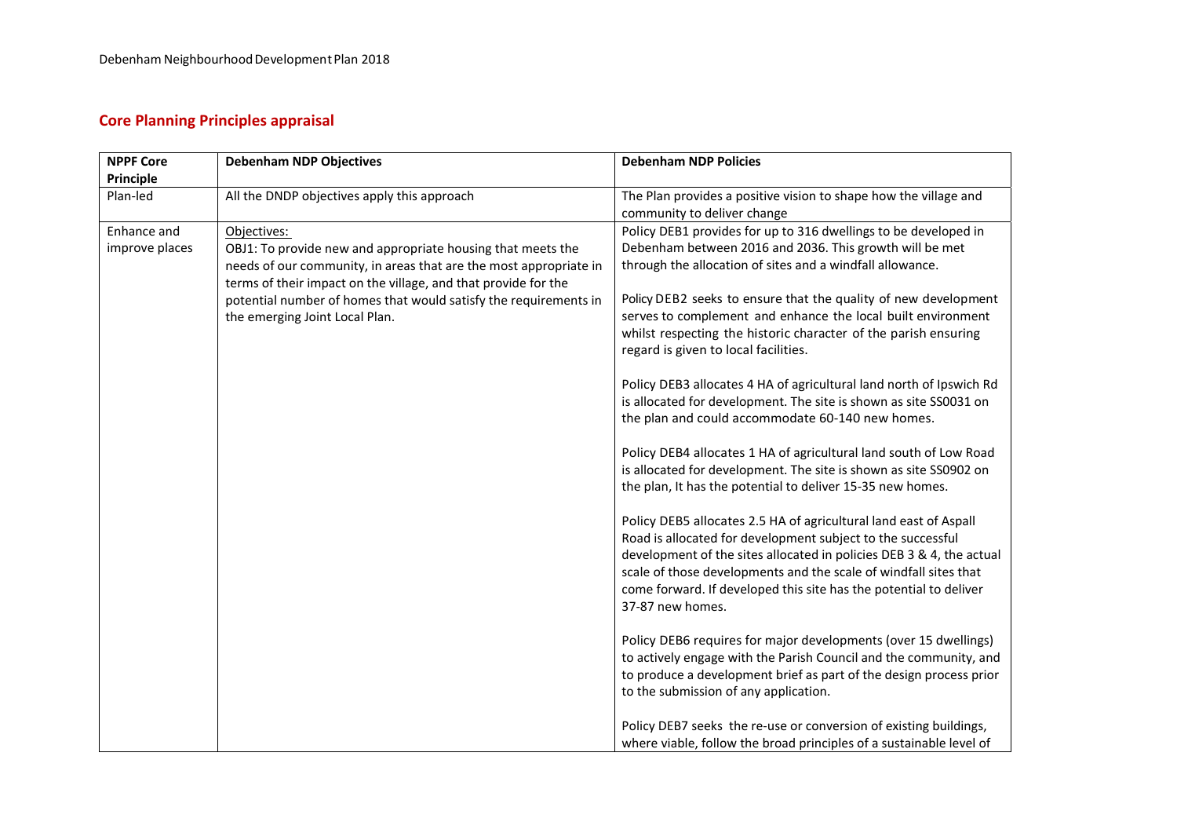## Core Planning Principles appraisal

| NPPF Core Principle | Debenham NDP Objectives | Debenham NDP Policies |
|---|---|---|
| Plan-led | All the DNDP objectives apply this approach | The Plan provides a positive vision to shape how the village and community to deliver change |
| Enhance and improve places | Objectives:<br>OBJ1: To provide new and appropriate housing that meets the needs of our community, in areas that are the most appropriate in terms of their impact on the village, and that provide for the potential number of homes that would satisfy the requirements in the emerging Joint Local Plan. | Policy DEB1 provides for up to 316 dwellings to be developed in Debenham between 2016 and 2036. This growth will be met through the allocation of sites and a windfall allowance.<br><br>Policy DEB2 seeks to ensure that the quality of new development serves to complement and enhance the local built environment whilst respecting the historic character of the parish ensuring regard is given to local facilities.<br><br>Policy DEB3 allocates 4 HA of agricultural land north of Ipswich Rd is allocated for development. The site is shown as site SS0031 on the plan and could accommodate 60-140 new homes.<br><br>Policy DEB4 allocates 1 HA of agricultural land south of Low Road is allocated for development. The site is shown as site SS0902 on the plan, It has the potential to deliver 15-35 new homes.<br><br>Policy DEB5 allocates 2.5 HA of agricultural land east of Aspall Road is allocated for development subject to the successful development of the sites allocated in policies DEB 3 & 4, the actual scale of those developments and the scale of windfall sites that come forward. If developed this site has the potential to deliver 37-87 new homes.<br><br>Policy DEB6 requires for major developments (over 15 dwellings) to actively engage with the Parish Council and the community, and to produce a development brief as part of the design process prior to the submission of any application.<br><br>Policy DEB7 seeks the re-use or conversion of existing buildings, where viable, follow the broad principles of a sustainable level of |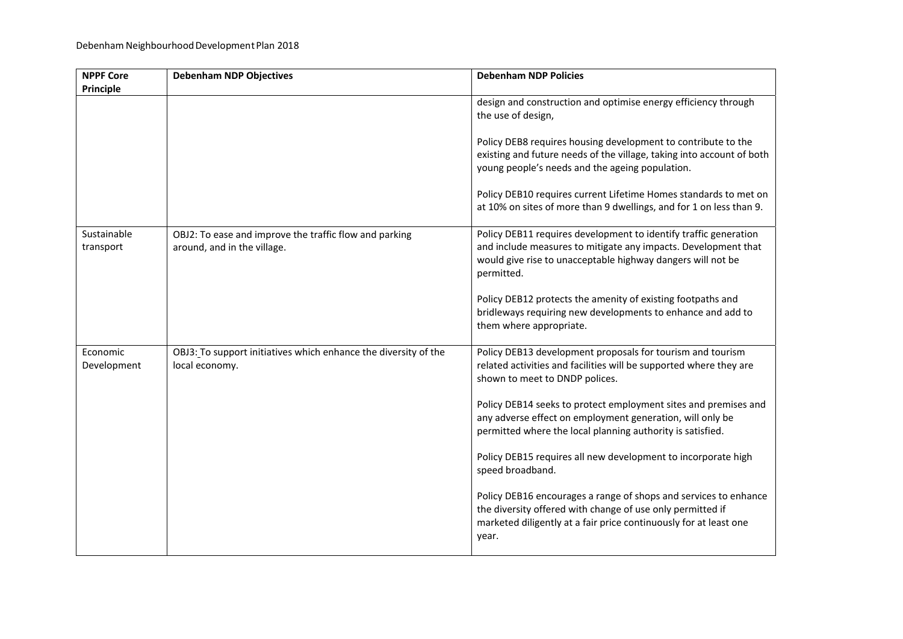| NPPF Core Principle | Debenham NDP Objectives | Debenham NDP Policies |
|---|---|---|
| | | design and construction and optimise energy efficiency through the use of design,<br><br>Policy DEB8 requires housing development to contribute to the existing and future needs of the village, taking into account of both young people's needs and the ageing population.<br><br>Policy DEB10 requires current Lifetime Homes standards to met on at 10% on sites of more than 9 dwellings, and for 1 on less than 9. |
| Sustainable transport | OBJ2: To ease and improve the traffic flow and parking around, and in the village. | Policy DEB11 requires development to identify traffic generation and include measures to mitigate any impacts. Development that would give rise to unacceptable highway dangers will not be permitted.<br><br>Policy DEB12 protects the amenity of existing footpaths and bridleways requiring new developments to enhance and add to them where appropriate. |
| Economic Development | OBJ3: To support initiatives which enhance the diversity of the local economy. | Policy DEB13 development proposals for tourism and tourism related activities and facilities will be supported where they are shown to meet to DNDP polices.<br><br>Policy DEB14 seeks to protect employment sites and premises and any adverse effect on employment generation, will only be permitted where the local planning authority is satisfied.<br><br>Policy DEB15 requires all new development to incorporate high speed broadband.<br><br>Policy DEB16 encourages a range of shops and services to enhance the diversity offered with change of use only permitted if marketed diligently at a fair price continuously for at least one year. |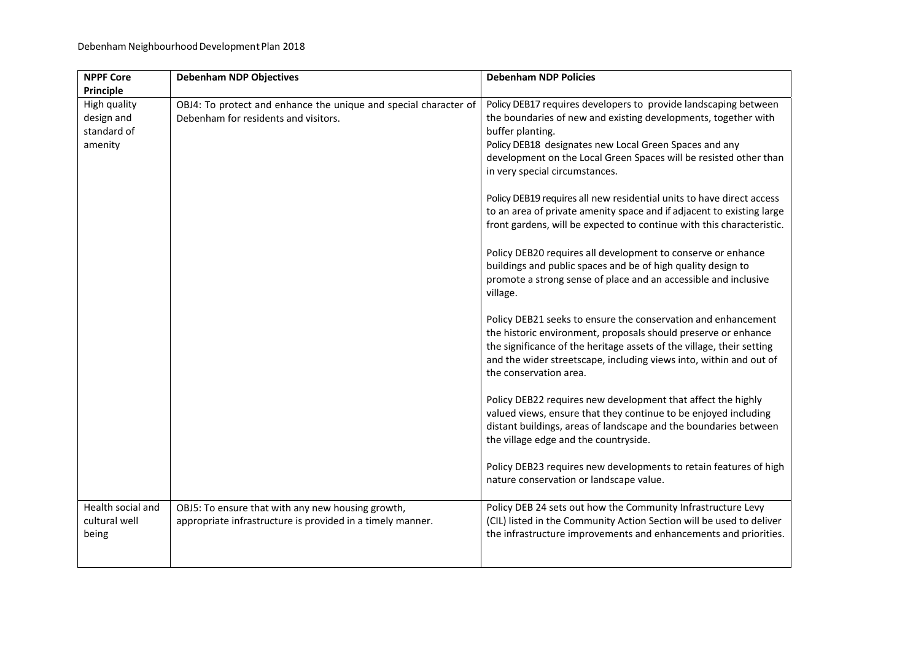| NPPF Core Principle | Debenham NDP Objectives | Debenham NDP Policies |
|---|---|---|
| High quality design and standard of amenity | OBJ4: To protect and enhance the unique and special character of Debenham for residents and visitors. | Policy DEB17 requires developers to provide landscaping between the boundaries of new and existing developments, together with buffer planting.<br>Policy DEB18 designates new Local Green Spaces and any development on the Local Green Spaces will be resisted other than in very special circumstances.<br><br>Policy DEB19 requires all new residential units to have direct access to an area of private amenity space and if adjacent to existing large front gardens, will be expected to continue with this characteristic.<br><br>Policy DEB20 requires all development to conserve or enhance buildings and public spaces and be of high quality design to promote a strong sense of place and an accessible and inclusive village.<br><br>Policy DEB21 seeks to ensure the conservation and enhancement the historic environment, proposals should preserve or enhance the significance of the heritage assets of the village, their setting and the wider streetscape, including views into, within and out of the conservation area.<br><br>Policy DEB22 requires new development that affect the highly valued views, ensure that they continue to be enjoyed including distant buildings, areas of landscape and the boundaries between the village edge and the countryside.<br><br>Policy DEB23 requires new developments to retain features of high nature conservation or landscape value. |
| Health social and cultural well being | OBJ5: To ensure that with any new housing growth, appropriate infrastructure is provided in a timely manner. | Policy DEB 24 sets out how the Community Infrastructure Levy (CIL) listed in the Community Action Section will be used to deliver the infrastructure improvements and enhancements and priorities. |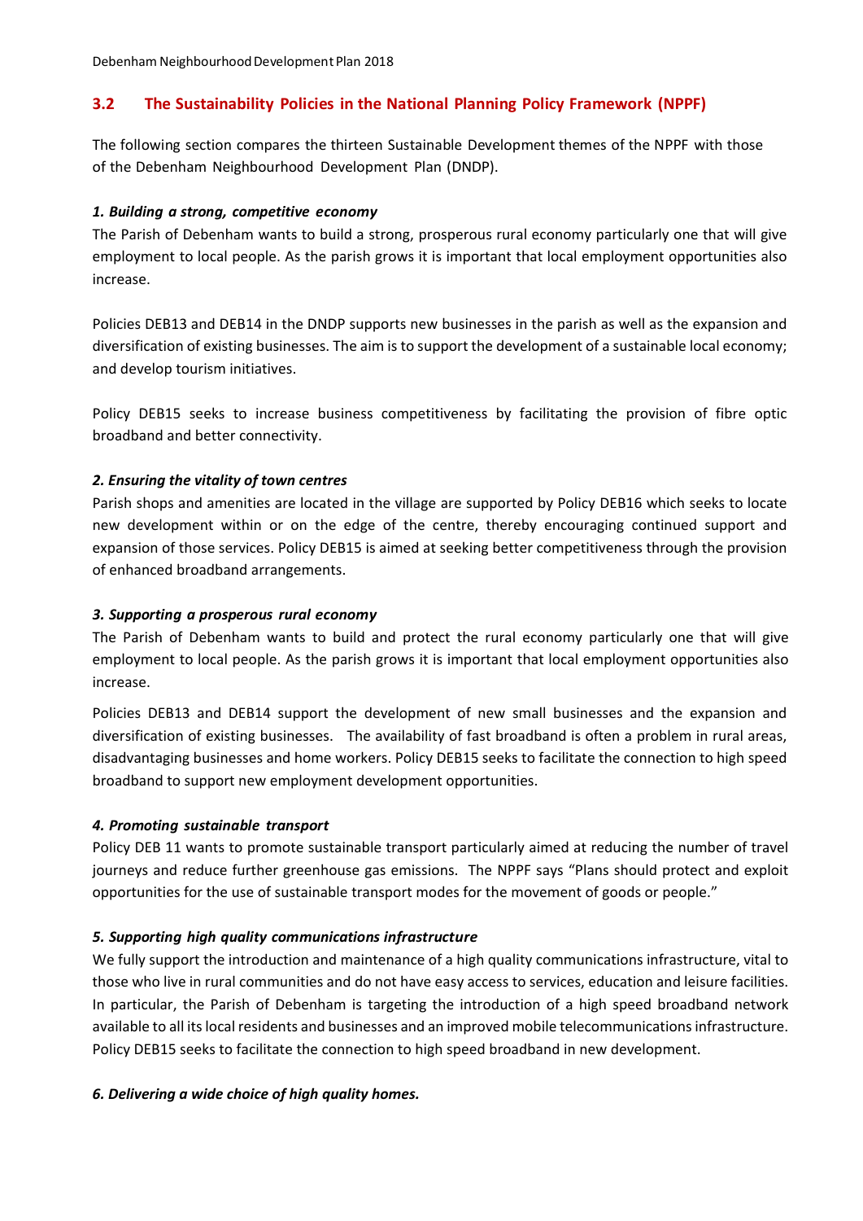## 3.2 The Sustainability Policies in the National Planning Policy Framework (NPPF)

The following section compares the thirteen Sustainable Development themes of the NPPF with those of the Debenham Neighbourhood Development Plan (DNDP).

***1. Building a strong, competitive economy***

The Parish of Debenham wants to build a strong, prosperous rural economy particularly one that will give employment to local people. As the parish grows it is important that local employment opportunities also increase.

Policies DEB13 and DEB14 in the DNDP supports new businesses in the parish as well as the expansion and diversification of existing businesses. The aim is to support the development of a sustainable local economy; and develop tourism initiatives.

Policy DEB15 seeks to increase business competitiveness by facilitating the provision of fibre optic broadband and better connectivity.

***2. Ensuring the vitality of town centres***

Parish shops and amenities are located in the village are supported by Policy DEB16 which seeks to locate new development within or on the edge of the centre, thereby encouraging continued support and expansion of those services. Policy DEB15 is aimed at seeking better competitiveness through the provision of enhanced broadband arrangements.

***3. Supporting a prosperous rural economy***

The Parish of Debenham wants to build and protect the rural economy particularly one that will give employment to local people. As the parish grows it is important that local employment opportunities also increase.

Policies DEB13 and DEB14 support the development of new small businesses and the expansion and diversification of existing businesses. The availability of fast broadband is often a problem in rural areas, disadvantaging businesses and home workers. Policy DEB15 seeks to facilitate the connection to high speed broadband to support new employment development opportunities.

***4. Promoting sustainable transport***

Policy DEB 11 wants to promote sustainable transport particularly aimed at reducing the number of travel journeys and reduce further greenhouse gas emissions. The NPPF says "Plans should protect and exploit opportunities for the use of sustainable transport modes for the movement of goods or people."

***5. Supporting high quality communications infrastructure***

We fully support the introduction and maintenance of a high quality communications infrastructure, vital to those who live in rural communities and do not have easy access to services, education and leisure facilities. In particular, the Parish of Debenham is targeting the introduction of a high speed broadband network available to all its local residents and businesses and an improved mobile telecommunications infrastructure. Policy DEB15 seeks to facilitate the connection to high speed broadband in new development.

***6. Delivering a wide choice of high quality homes.***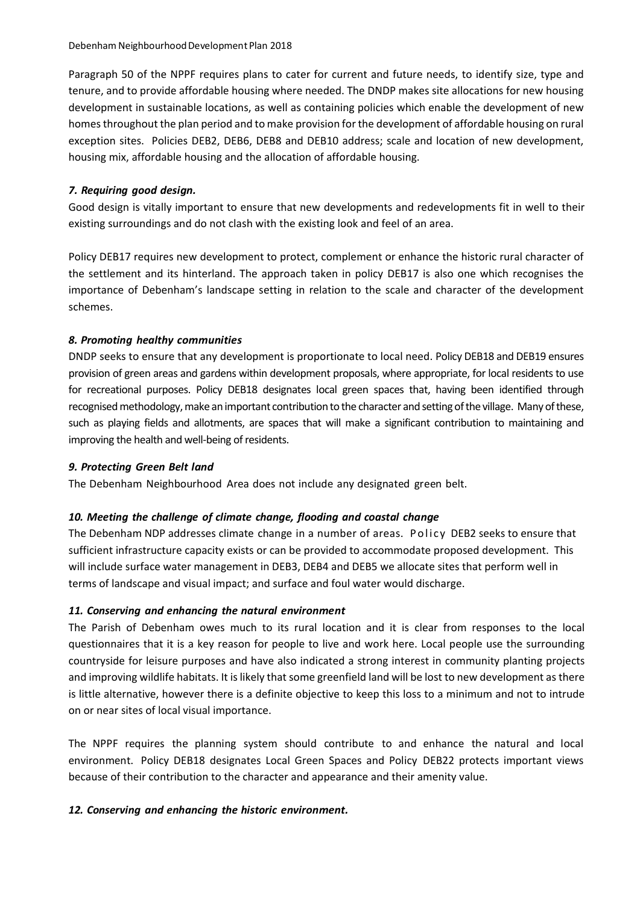Paragraph 50 of the NPPF requires plans to cater for current and future needs, to identify size, type and tenure, and to provide affordable housing where needed. The DNDP makes site allocations for new housing development in sustainable locations, as well as containing policies which enable the development of new homes throughout the plan period and to make provision for the development of affordable housing on rural exception sites. Policies DEB2, DEB6, DEB8 and DEB10 address; scale and location of new development, housing mix, affordable housing and the allocation of affordable housing.

### *7. Requiring good design.*

Good design is vitally important to ensure that new developments and redevelopments fit in well to their existing surroundings and do not clash with the existing look and feel of an area.

Policy DEB17 requires new development to protect, complement or enhance the historic rural character of the settlement and its hinterland. The approach taken in policy DEB17 is also one which recognises the importance of Debenham's landscape setting in relation to the scale and character of the development schemes.

### *8. Promoting healthy communities*

DNDP seeks to ensure that any development is proportionate to local need. Policy DEB18 and DEB19 ensures provision of green areas and gardens within development proposals, where appropriate, for local residents to use for recreational purposes. Policy DEB18 designates local green spaces that, having been identified through recognised methodology, make an important contribution to the character and setting of the village. Many of these, such as playing fields and allotments, are spaces that will make a significant contribution to maintaining and improving the health and well-being of residents.

### *9. Protecting Green Belt land*

The Debenham Neighbourhood Area does not include any designated green belt.

### *10. Meeting the challenge of climate change, flooding and coastal change*

The Debenham NDP addresses climate change in a number of areas. Policy DEB2 seeks to ensure that sufficient infrastructure capacity exists or can be provided to accommodate proposed development. This will include surface water management in DEB3, DEB4 and DEB5 we allocate sites that perform well in terms of landscape and visual impact; and surface and foul water would discharge.

### *11. Conserving and enhancing the natural environment*

The Parish of Debenham owes much to its rural location and it is clear from responses to the local questionnaires that it is a key reason for people to live and work here. Local people use the surrounding countryside for leisure purposes and have also indicated a strong interest in community planting projects and improving wildlife habitats. It is likely that some greenfield land will be lost to new development as there is little alternative, however there is a definite objective to keep this loss to a minimum and not to intrude on or near sites of local visual importance.

The NPPF requires the planning system should contribute to and enhance the natural and local environment. Policy DEB18 designates Local Green Spaces and Policy DEB22 protects important views because of their contribution to the character and appearance and their amenity value.

### *12. Conserving and enhancing the historic environment.*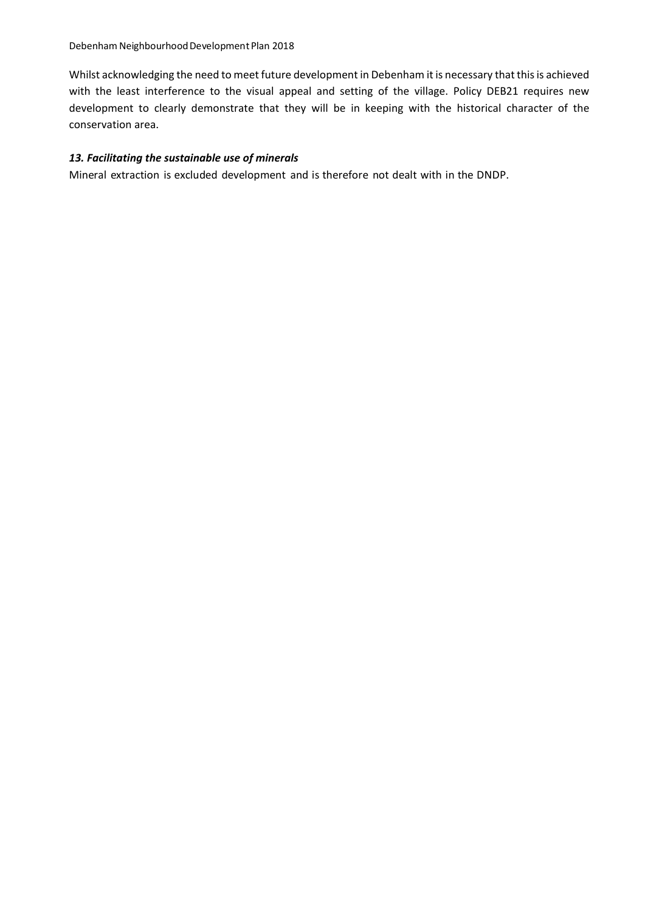Whilst acknowledging the need to meet future development in Debenham it is necessary that this is achieved with the least interference to the visual appeal and setting of the village. Policy DEB21 requires new development to clearly demonstrate that they will be in keeping with the historical character of the conservation area.

### *13. Facilitating the sustainable use of minerals*

Mineral extraction is excluded development and is therefore not dealt with in the DNDP.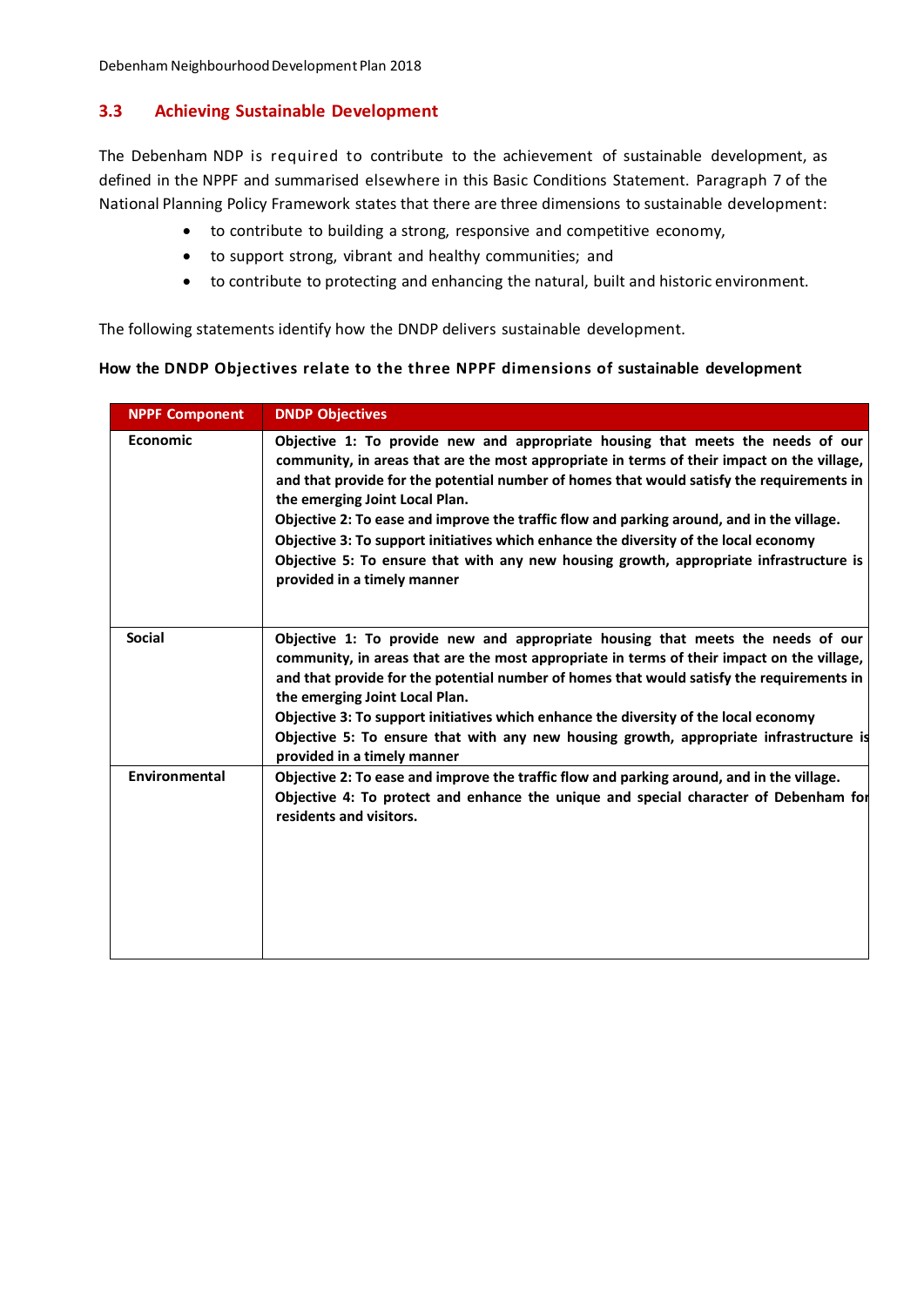## 3.3 Achieving Sustainable Development

The Debenham NDP is required to contribute to the achievement of sustainable development, as defined in the NPPF and summarised elsewhere in this Basic Conditions Statement. Paragraph 7 of the National Planning Policy Framework states that there are three dimensions to sustainable development:

- to contribute to building a strong, responsive and competitive economy,
- to support strong, vibrant and healthy communities; and
- to contribute to protecting and enhancing the natural, built and historic environment.

The following statements identify how the DNDP delivers sustainable development.

**How the DNDP Objectives relate to the three NPPF dimensions of sustainable development**

| NPPF Component | DNDP Objectives |
|---|---|
| **Economic** | **Objective 1: To provide new and appropriate housing that meets the needs of our community, in areas that are the most appropriate in terms of their impact on the village, and that provide for the potential number of homes that would satisfy the requirements in the emerging Joint Local Plan.**<br>**Objective 2: To ease and improve the traffic flow and parking around, and in the village.**<br>**Objective 3: To support initiatives which enhance the diversity of the local economy**<br>**Objective 5: To ensure that with any new housing growth, appropriate infrastructure is provided in a timely manner** |
| **Social** | **Objective 1: To provide new and appropriate housing that meets the needs of our community, in areas that are the most appropriate in terms of their impact on the village, and that provide for the potential number of homes that would satisfy the requirements in the emerging Joint Local Plan.**<br>**Objective 3: To support initiatives which enhance the diversity of the local economy**<br>**Objective 5: To ensure that with any new housing growth, appropriate infrastructure is provided in a timely manner** |
| **Environmental** | **Objective 2: To ease and improve the traffic flow and parking around, and in the village.**<br>**Objective 4: To protect and enhance the unique and special character of Debenham for residents and visitors.** |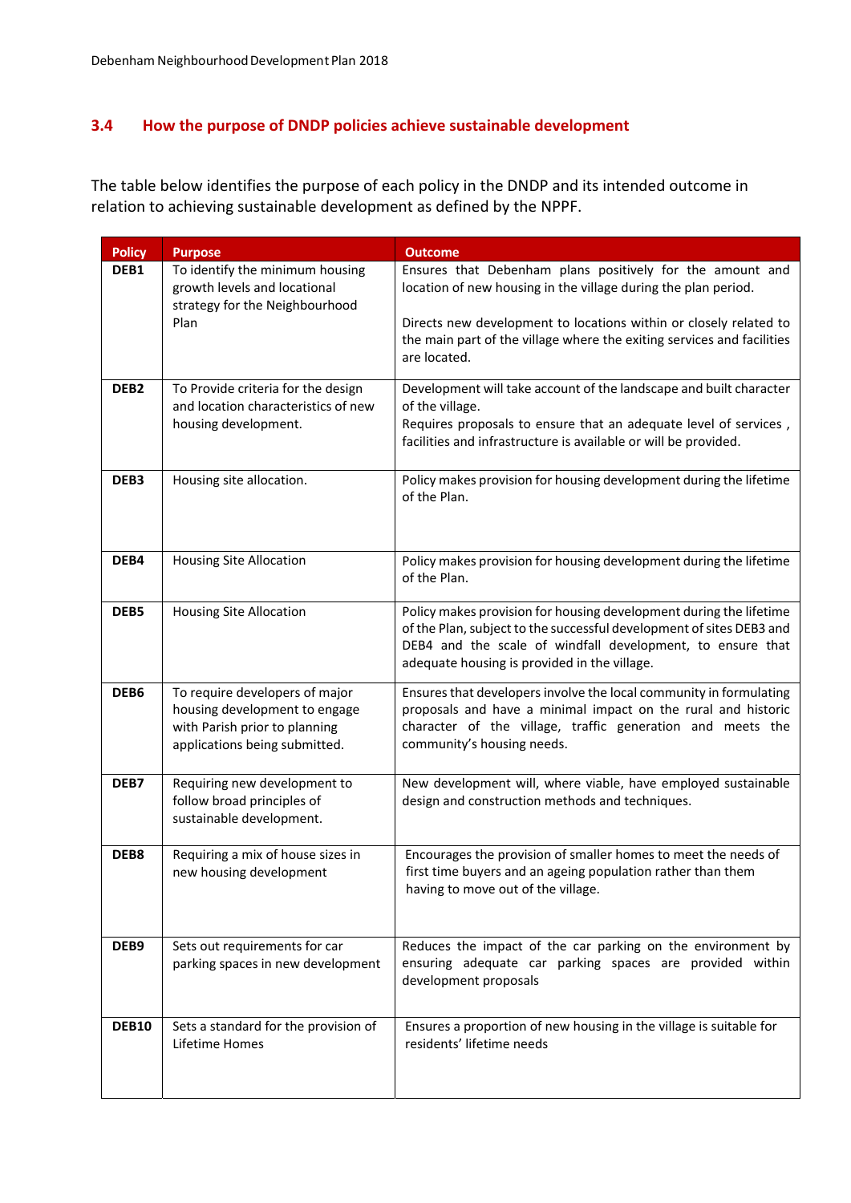## 3.4 How the purpose of DNDP policies achieve sustainable development

The table below identifies the purpose of each policy in the DNDP and its intended outcome in relation to achieving sustainable development as defined by the NPPF.

| Policy | Purpose | Outcome |
|---|---|---|
| **DEB1** | To identify the minimum housing growth levels and locational strategy for the Neighbourhood Plan | Ensures that Debenham plans positively for the amount and location of new housing in the village during the plan period.<br><br>Directs new development to locations within or closely related to the main part of the village where the exiting services and facilities are located. |
| **DEB2** | To Provide criteria for the design and location characteristics of new housing development. | Development will take account of the landscape and built character of the village.<br>Requires proposals to ensure that an adequate level of services , facilities and infrastructure is available or will be provided. |
| **DEB3** | Housing site allocation. | Policy makes provision for housing development during the lifetime of the Plan. |
| **DEB4** | Housing Site Allocation | Policy makes provision for housing development during the lifetime of the Plan. |
| **DEB5** | Housing Site Allocation | Policy makes provision for housing development during the lifetime of the Plan, subject to the successful development of sites DEB3 and DEB4 and the scale of windfall development, to ensure that adequate housing is provided in the village. |
| **DEB6** | To require developers of major housing development to engage with Parish prior to planning applications being submitted. | Ensures that developers involve the local community in formulating proposals and have a minimal impact on the rural and historic character of the village, traffic generation and meets the community's housing needs. |
| **DEB7** | Requiring new development to follow broad principles of sustainable development. | New development will, where viable, have employed sustainable design and construction methods and techniques. |
| **DEB8** | Requiring a mix of house sizes in new housing development | Encourages the provision of smaller homes to meet the needs of first time buyers and an ageing population rather than them having to move out of the village. |
| **DEB9** | Sets out requirements for car parking spaces in new development | Reduces the impact of the car parking on the environment by ensuring adequate car parking spaces are provided within development proposals |
| **DEB10** | Sets a standard for the provision of Lifetime Homes | Ensures a proportion of new housing in the village is suitable for residents' lifetime needs |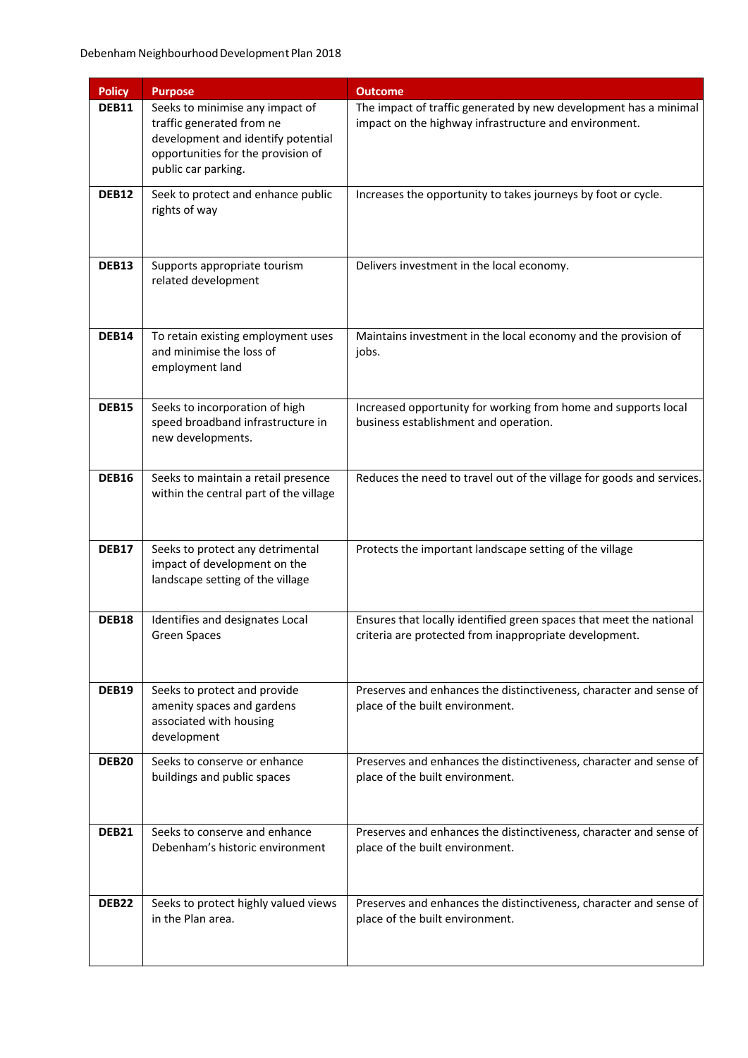| Policy | Purpose | Outcome |
|---|---|---|
| **DEB11** | Seeks to minimise any impact of traffic generated from ne development and identify potential opportunities for the provision of public car parking. | The impact of traffic generated by new development has a minimal impact on the highway infrastructure and environment. |
| **DEB12** | Seek to protect and enhance public rights of way | Increases the opportunity to takes journeys by foot or cycle. |
| **DEB13** | Supports appropriate tourism related development | Delivers investment in the local economy. |
| **DEB14** | To retain existing employment uses and minimise the loss of employment land | Maintains investment in the local economy and the provision of jobs. |
| **DEB15** | Seeks to incorporation of high speed broadband infrastructure in new developments. | Increased opportunity for working from home and supports local business establishment and operation. |
| **DEB16** | Seeks to maintain a retail presence within the central part of the village | Reduces the need to travel out of the village for goods and services. |
| **DEB17** | Seeks to protect any detrimental impact of development on the landscape setting of the village | Protects the important landscape setting of the village |
| **DEB18** | Identifies and designates Local Green Spaces | Ensures that locally identified green spaces that meet the national criteria are protected from inappropriate development. |
| **DEB19** | Seeks to protect and provide amenity spaces and gardens associated with housing development | Preserves and enhances the distinctiveness, character and sense of place of the built environment. |
| **DEB20** | Seeks to conserve or enhance buildings and public spaces | Preserves and enhances the distinctiveness, character and sense of place of the built environment. |
| **DEB21** | Seeks to conserve and enhance Debenham's historic environment | Preserves and enhances the distinctiveness, character and sense of place of the built environment. |
| **DEB22** | Seeks to protect highly valued views in the Plan area. | Preserves and enhances the distinctiveness, character and sense of place of the built environment. |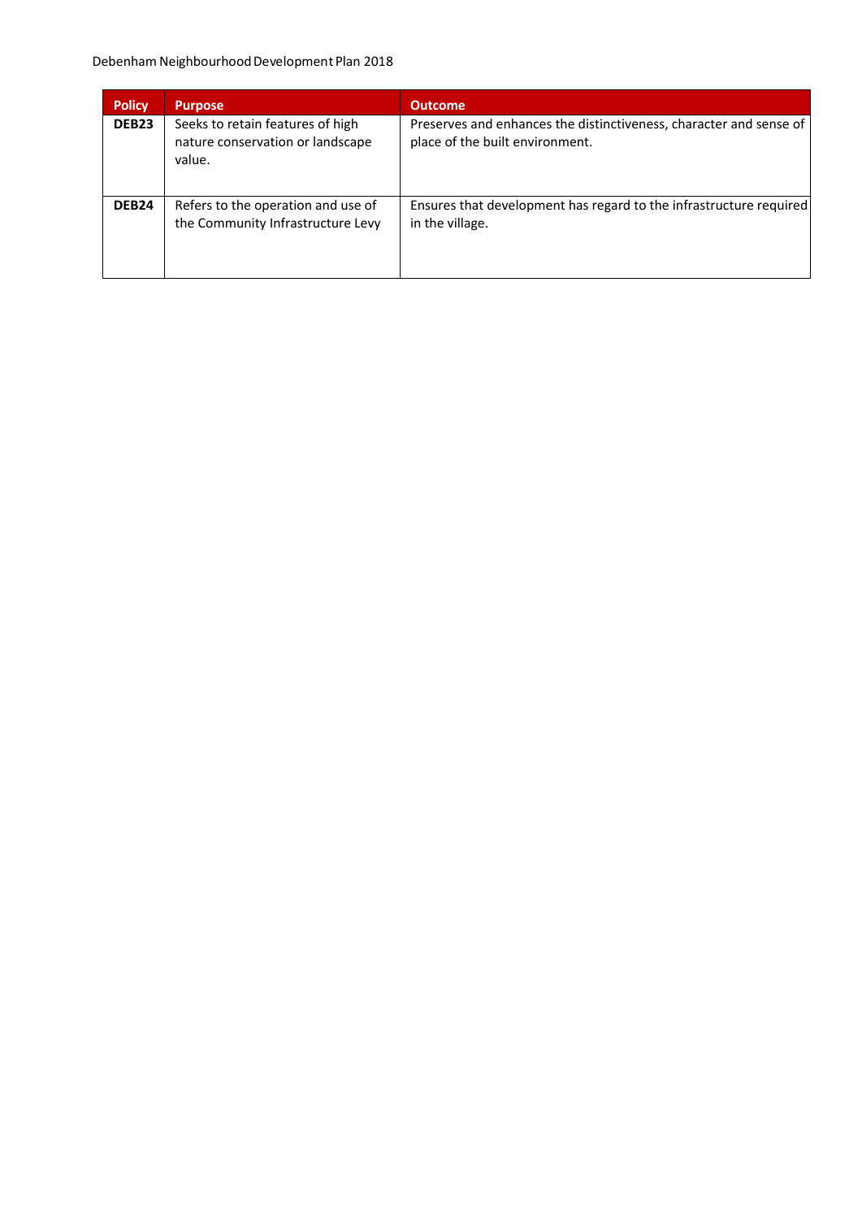| Policy | Purpose | Outcome |
|---|---|---|
| **DEB23** | Seeks to retain features of high nature conservation or landscape value. | Preserves and enhances the distinctiveness, character and sense of place of the built environment. |
| **DEB24** | Refers to the operation and use of the Community Infrastructure Levy | Ensures that development has regard to the infrastructure required in the village. |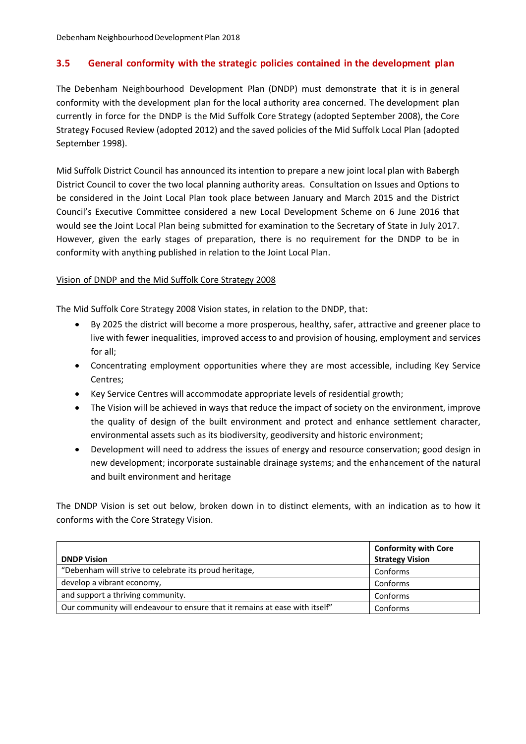## 3.5 General conformity with the strategic policies contained in the development plan

The Debenham Neighbourhood Development Plan (DNDP) must demonstrate that it is in general conformity with the development plan for the local authority area concerned. The development plan currently in force for the DNDP is the Mid Suffolk Core Strategy (adopted September 2008), the Core Strategy Focused Review (adopted 2012) and the saved policies of the Mid Suffolk Local Plan (adopted September 1998).

Mid Suffolk District Council has announced its intention to prepare a new joint local plan with Babergh District Council to cover the two local planning authority areas. Consultation on Issues and Options to be considered in the Joint Local Plan took place between January and March 2015 and the District Council's Executive Committee considered a new Local Development Scheme on 6 June 2016 that would see the Joint Local Plan being submitted for examination to the Secretary of State in July 2017. However, given the early stages of preparation, there is no requirement for the DNDP to be in conformity with anything published in relation to the Joint Local Plan.

<u>Vision of DNDP and the Mid Suffolk Core Strategy 2008</u>

The Mid Suffolk Core Strategy 2008 Vision states, in relation to the DNDP, that:

- By 2025 the district will become a more prosperous, healthy, safer, attractive and greener place to live with fewer inequalities, improved access to and provision of housing, employment and services for all;
- Concentrating employment opportunities where they are most accessible, including Key Service Centres;
- Key Service Centres will accommodate appropriate levels of residential growth;
- The Vision will be achieved in ways that reduce the impact of society on the environment, improve the quality of design of the built environment and protect and enhance settlement character, environmental assets such as its biodiversity, geodiversity and historic environment;
- Development will need to address the issues of energy and resource conservation; good design in new development; incorporate sustainable drainage systems; and the enhancement of the natural and built environment and heritage

The DNDP Vision is set out below, broken down in to distinct elements, with an indication as to how it conforms with the Core Strategy Vision.

| DNDP Vision | Conformity with Core Strategy Vision |
|---|---|
| "Debenham will strive to celebrate its proud heritage, | Conforms |
| develop a vibrant economy, | Conforms |
| and support a thriving community. | Conforms |
| Our community will endeavour to ensure that it remains at ease with itself" | Conforms |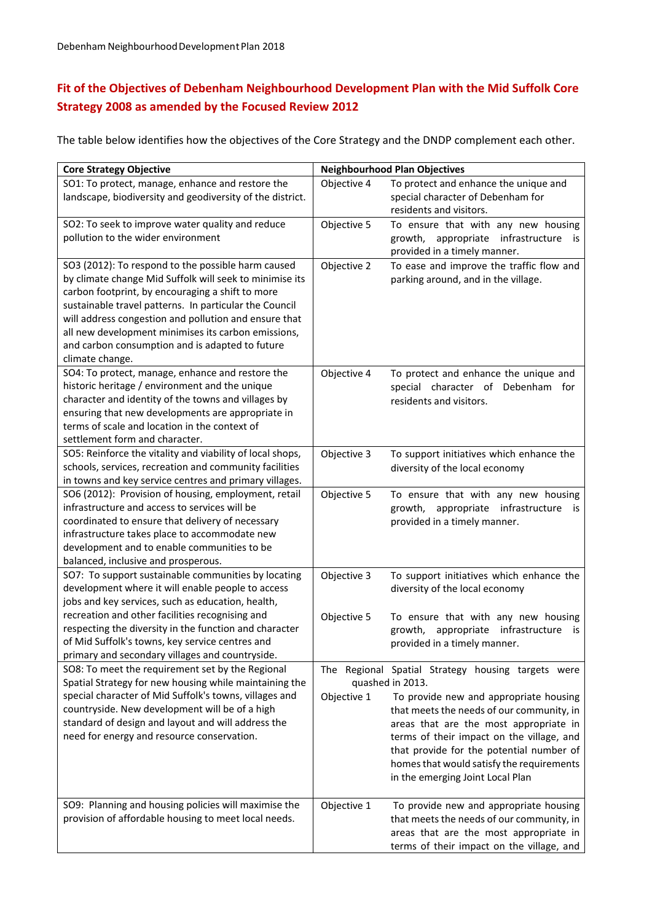## Fit of the Objectives of Debenham Neighbourhood Development Plan with the Mid Suffolk Core Strategy 2008 as amended by the Focused Review 2012

The table below identifies how the objectives of the Core Strategy and the DNDP complement each other.

| Core Strategy Objective | Neighbourhood Plan Objectives | |
|---|---|---|
| SO1: To protect, manage, enhance and restore the landscape, biodiversity and geodiversity of the district. | Objective 4 | To protect and enhance the unique and special character of Debenham for residents and visitors. |
| SO2: To seek to improve water quality and reduce pollution to the wider environment | Objective 5 | To ensure that with any new housing growth, appropriate infrastructure is provided in a timely manner. |
| SO3 (2012): To respond to the possible harm caused by climate change Mid Suffolk will seek to minimise its carbon footprint, by encouraging a shift to more sustainable travel patterns. In particular the Council will address congestion and pollution and ensure that all new development minimises its carbon emissions, and carbon consumption and is adapted to future climate change. | Objective 2 | To ease and improve the traffic flow and parking around, and in the village. |
| SO4: To protect, manage, enhance and restore the historic heritage / environment and the unique character and identity of the towns and villages by ensuring that new developments are appropriate in terms of scale and location in the context of settlement form and character. | Objective 4 | To protect and enhance the unique and special character of Debenham for residents and visitors. |
| SO5: Reinforce the vitality and viability of local shops, schools, services, recreation and community facilities in towns and key service centres and primary villages. | Objective 3 | To support initiatives which enhance the diversity of the local economy |
| SO6 (2012): Provision of housing, employment, retail infrastructure and access to services will be coordinated to ensure that delivery of necessary infrastructure takes place to accommodate new development and to enable communities to be balanced, inclusive and prosperous. | Objective 5 | To ensure that with any new housing growth, appropriate infrastructure is provided in a timely manner. |
| SO7: To support sustainable communities by locating development where it will enable people to access jobs and key services, such as education, health, recreation and other facilities recognising and respecting the diversity in the function and character of Mid Suffolk's towns, key service centres and primary and secondary villages and countryside. | Objective 3<br><br>Objective 5 | To support initiatives which enhance the diversity of the local economy<br><br>To ensure that with any new housing growth, appropriate infrastructure is provided in a timely manner. |
| SO8: To meet the requirement set by the Regional Spatial Strategy for new housing while maintaining the special character of Mid Suffolk's towns, villages and countryside. New development will be of a high standard of design and layout and will address the need for energy and resource conservation. | The Regional Spatial Strategy housing targets were quashed in 2013.<br><br>Objective 1 | To provide new and appropriate housing that meets the needs of our community, in areas that are the most appropriate in terms of their impact on the village, and that provide for the potential number of homes that would satisfy the requirements in the emerging Joint Local Plan |
| SO9: Planning and housing policies will maximise the provision of affordable housing to meet local needs. | Objective 1 | To provide new and appropriate housing that meets the needs of our community, in areas that are the most appropriate in terms of their impact on the village, and |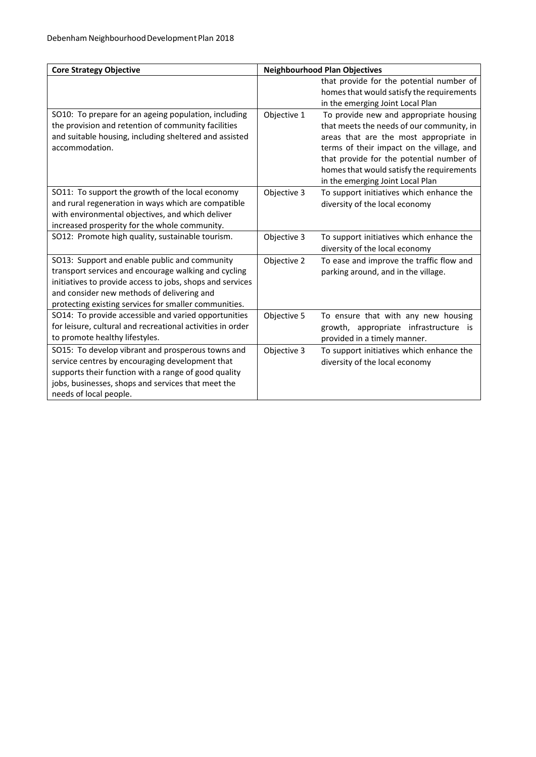| Core Strategy Objective | Neighbourhood Plan Objectives | |
|---|---|---|
| | | that provide for the potential number of homes that would satisfy the requirements in the emerging Joint Local Plan |
| SO10: To prepare for an ageing population, including the provision and retention of community facilities and suitable housing, including sheltered and assisted accommodation. | Objective 1 | To provide new and appropriate housing that meets the needs of our community, in areas that are the most appropriate in terms of their impact on the village, and that provide for the potential number of homes that would satisfy the requirements in the emerging Joint Local Plan |
| SO11: To support the growth of the local economy and rural regeneration in ways which are compatible with environmental objectives, and which deliver increased prosperity for the whole community. | Objective 3 | To support initiatives which enhance the diversity of the local economy |
| SO12: Promote high quality, sustainable tourism. | Objective 3 | To support initiatives which enhance the diversity of the local economy |
| SO13: Support and enable public and community transport services and encourage walking and cycling initiatives to provide access to jobs, shops and services and consider new methods of delivering and protecting existing services for smaller communities. | Objective 2 | To ease and improve the traffic flow and parking around, and in the village. |
| SO14: To provide accessible and varied opportunities for leisure, cultural and recreational activities in order to promote healthy lifestyles. | Objective 5 | To ensure that with any new housing growth, appropriate infrastructure is provided in a timely manner. |
| SO15: To develop vibrant and prosperous towns and service centres by encouraging development that supports their function with a range of good quality jobs, businesses, shops and services that meet the needs of local people. | Objective 3 | To support initiatives which enhance the diversity of the local economy |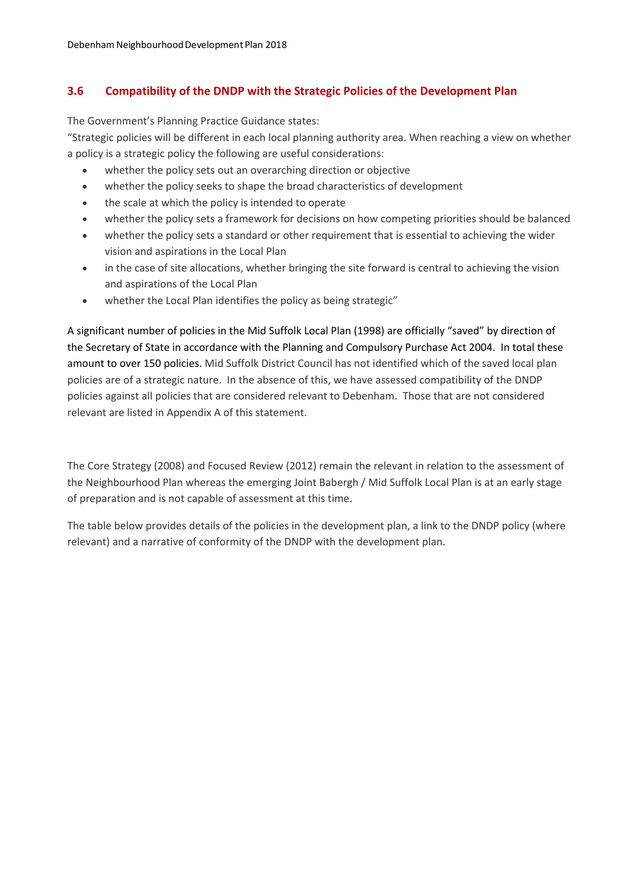## 3.6 Compatibility of the DNDP with the Strategic Policies of the Development Plan

The Government's Planning Practice Guidance states:

"Strategic policies will be different in each local planning authority area. When reaching a view on whether a policy is a strategic policy the following are useful considerations:

- whether the policy sets out an overarching direction or objective
- whether the policy seeks to shape the broad characteristics of development
- the scale at which the policy is intended to operate
- whether the policy sets a framework for decisions on how competing priorities should be balanced
- whether the policy sets a standard or other requirement that is essential to achieving the wider vision and aspirations in the Local Plan
- in the case of site allocations, whether bringing the site forward is central to achieving the vision and aspirations of the Local Plan
- whether the Local Plan identifies the policy as being strategic"

A significant number of policies in the Mid Suffolk Local Plan (1998) are officially "saved" by direction of the Secretary of State in accordance with the Planning and Compulsory Purchase Act 2004. In total these amount to over 150 policies. Mid Suffolk District Council has not identified which of the saved local plan policies are of a strategic nature. In the absence of this, we have assessed compatibility of the DNDP policies against all policies that are considered relevant to Debenham. Those that are not considered relevant are listed in Appendix A of this statement.

The Core Strategy (2008) and Focused Review (2012) remain the relevant in relation to the assessment of the Neighbourhood Plan whereas the emerging Joint Babergh / Mid Suffolk Local Plan is at an early stage of preparation and is not capable of assessment at this time.

The table below provides details of the policies in the development plan, a link to the DNDP policy (where relevant) and a narrative of conformity of the DNDP with the development plan.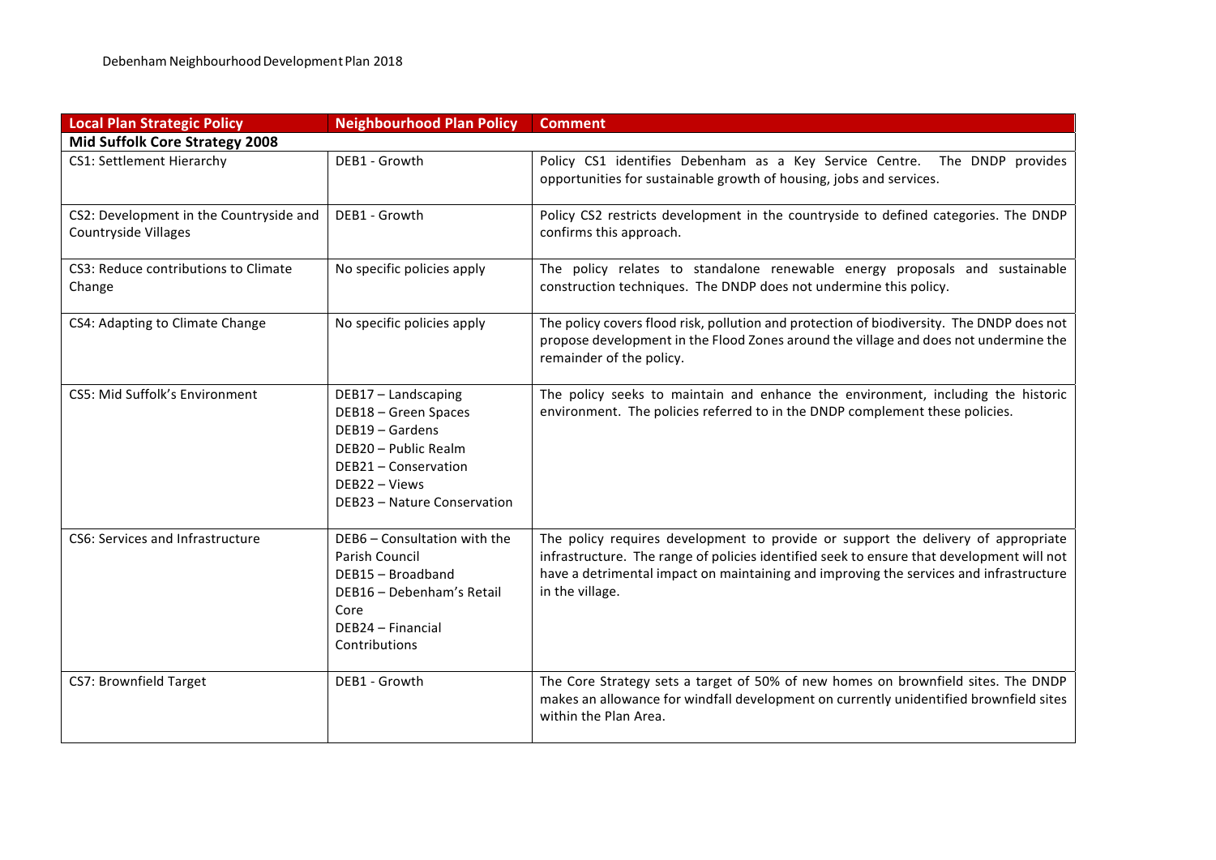| Local Plan Strategic Policy | Neighbourhood Plan Policy | Comment |
|---|---|---|
| **Mid Suffolk Core Strategy 2008** | | |
| CS1: Settlement Hierarchy | DEB1 - Growth | Policy CS1 identifies Debenham as a Key Service Centre. The DNDP provides opportunities for sustainable growth of housing, jobs and services. |
| CS2: Development in the Countryside and Countryside Villages | DEB1 - Growth | Policy CS2 restricts development in the countryside to defined categories. The DNDP confirms this approach. |
| CS3: Reduce contributions to Climate Change | No specific policies apply | The policy relates to standalone renewable energy proposals and sustainable construction techniques. The DNDP does not undermine this policy. |
| CS4: Adapting to Climate Change | No specific policies apply | The policy covers flood risk, pollution and protection of biodiversity. The DNDP does not propose development in the Flood Zones around the village and does not undermine the remainder of the policy. |
| CS5: Mid Suffolk's Environment | DEB17 – Landscaping<br>DEB18 – Green Spaces<br>DEB19 – Gardens<br>DEB20 – Public Realm<br>DEB21 – Conservation<br>DEB22 – Views<br>DEB23 – Nature Conservation | The policy seeks to maintain and enhance the environment, including the historic environment. The policies referred to in the DNDP complement these policies. |
| CS6: Services and Infrastructure | DEB6 – Consultation with the Parish Council<br>DEB15 – Broadband<br>DEB16 – Debenham's Retail Core<br>DEB24 – Financial Contributions | The policy requires development to provide or support the delivery of appropriate infrastructure. The range of policies identified seek to ensure that development will not have a detrimental impact on maintaining and improving the services and infrastructure in the village. |
| CS7: Brownfield Target | DEB1 - Growth | The Core Strategy sets a target of 50% of new homes on brownfield sites. The DNDP makes an allowance for windfall development on currently unidentified brownfield sites within the Plan Area. |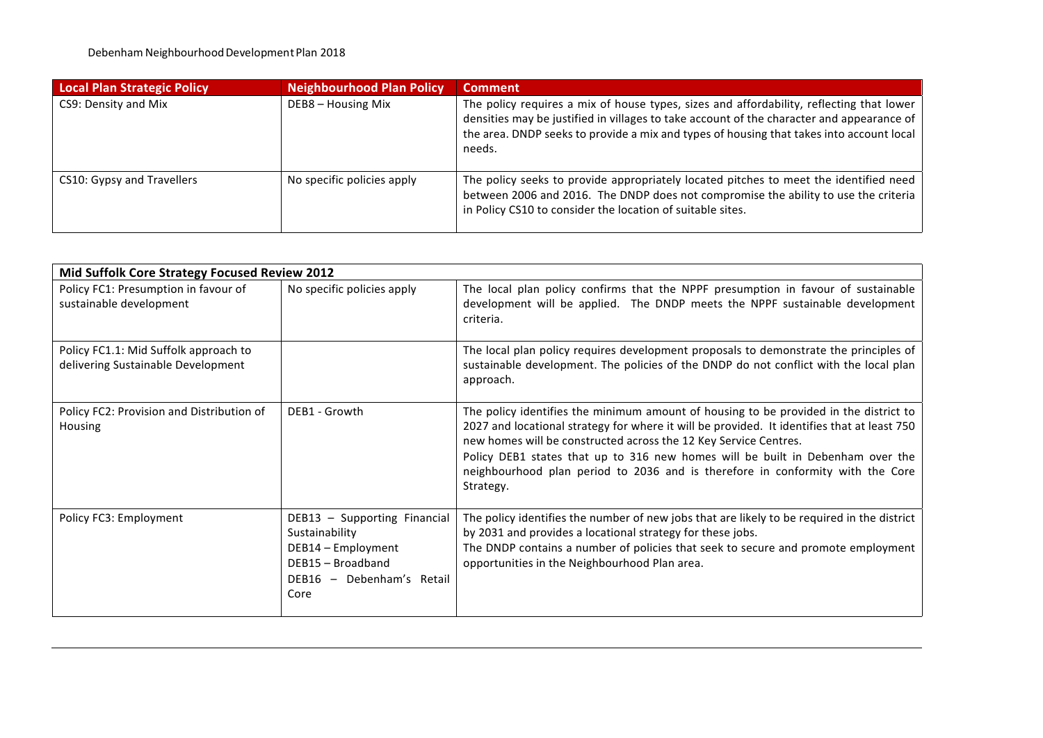| Local Plan Strategic Policy | Neighbourhood Plan Policy | Comment |
|---|---|---|
| CS9: Density and Mix | DEB8 – Housing Mix | The policy requires a mix of house types, sizes and affordability, reflecting that lower densities may be justified in villages to take account of the character and appearance of the area. DNDP seeks to provide a mix and types of housing that takes into account local needs. |
| CS10: Gypsy and Travellers | No specific policies apply | The policy seeks to provide appropriately located pitches to meet the identified need between 2006 and 2016. The DNDP does not compromise the ability to use the criteria in Policy CS10 to consider the location of suitable sites. |

| **Mid Suffolk Core Strategy Focused Review 2012** | | |
|---|---|---|
| Policy FC1: Presumption in favour of sustainable development | No specific policies apply | The local plan policy confirms that the NPPF presumption in favour of sustainable development will be applied. The DNDP meets the NPPF sustainable development criteria. |
| Policy FC1.1: Mid Suffolk approach to delivering Sustainable Development | | The local plan policy requires development proposals to demonstrate the principles of sustainable development. The policies of the DNDP do not conflict with the local plan approach. |
| Policy FC2: Provision and Distribution of Housing | DEB1 - Growth | The policy identifies the minimum amount of housing to be provided in the district to 2027 and locational strategy for where it will be provided. It identifies that at least 750 new homes will be constructed across the 12 Key Service Centres.<br>Policy DEB1 states that up to 316 new homes will be built in Debenham over the neighbourhood plan period to 2036 and is therefore in conformity with the Core Strategy. |
| Policy FC3: Employment | DEB13 – Supporting Financial Sustainability<br>DEB14 – Employment<br>DEB15 – Broadband<br>DEB16 – Debenham's Retail Core | The policy identifies the number of new jobs that are likely to be required in the district by 2031 and provides a locational strategy for these jobs.<br>The DNDP contains a number of policies that seek to secure and promote employment opportunities in the Neighbourhood Plan area. |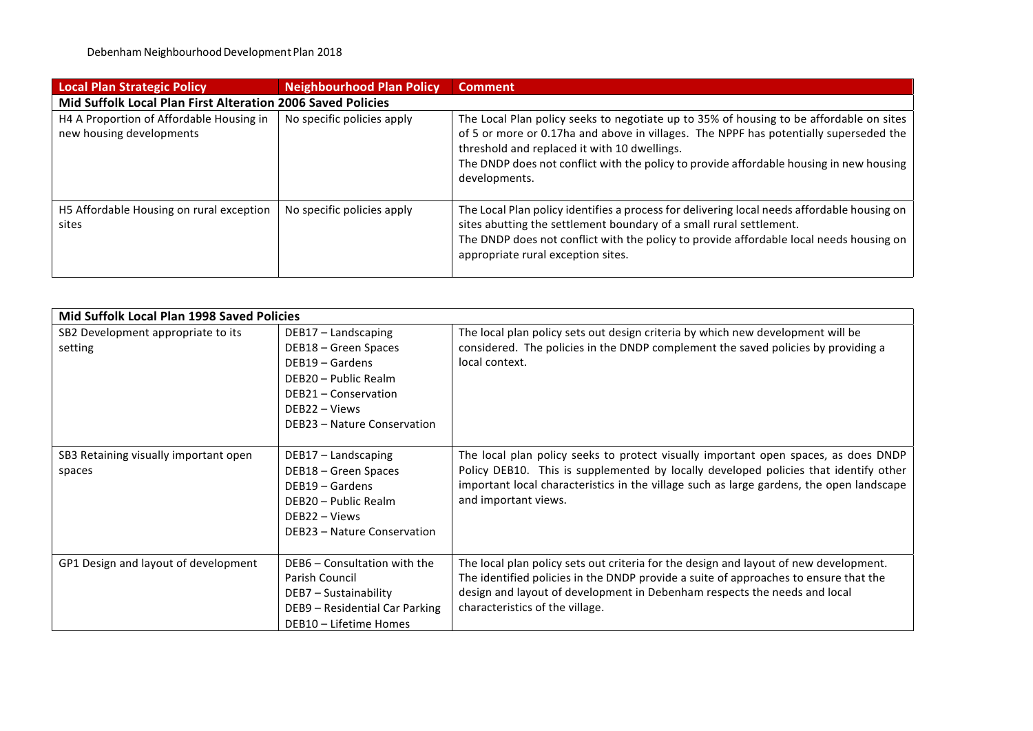| Local Plan Strategic Policy | Neighbourhood Plan Policy | Comment |
|---|---|---|
| **Mid Suffolk Local Plan First Alteration 2006 Saved Policies** | | |
| H4 A Proportion of Affordable Housing in new housing developments | No specific policies apply | The Local Plan policy seeks to negotiate up to 35% of housing to be affordable on sites of 5 or more or 0.17ha and above in villages. The NPPF has potentially superseded the threshold and replaced it with 10 dwellings.<br>The DNDP does not conflict with the policy to provide affordable housing in new housing developments. |
| H5 Affordable Housing on rural exception sites | No specific policies apply | The Local Plan policy identifies a process for delivering local needs affordable housing on sites abutting the settlement boundary of a small rural settlement.<br>The DNDP does not conflict with the policy to provide affordable local needs housing on appropriate rural exception sites. |

| Mid Suffolk Local Plan 1998 Saved Policies | | |
|---|---|---|
| SB2 Development appropriate to its setting | DEB17 – Landscaping<br>DEB18 – Green Spaces<br>DEB19 – Gardens<br>DEB20 – Public Realm<br>DEB21 – Conservation<br>DEB22 – Views<br>DEB23 – Nature Conservation | The local plan policy sets out design criteria by which new development will be considered. The policies in the DNDP complement the saved policies by providing a local context. |
| SB3 Retaining visually important open spaces | DEB17 – Landscaping<br>DEB18 – Green Spaces<br>DEB19 – Gardens<br>DEB20 – Public Realm<br>DEB22 – Views<br>DEB23 – Nature Conservation | The local plan policy seeks to protect visually important open spaces, as does DNDP Policy DEB10. This is supplemented by locally developed policies that identify other important local characteristics in the village such as large gardens, the open landscape and important views. |
| GP1 Design and layout of development | DEB6 – Consultation with the Parish Council<br>DEB7 – Sustainability<br>DEB9 – Residential Car Parking<br>DEB10 – Lifetime Homes | The local plan policy sets out criteria for the design and layout of new development. The identified policies in the DNDP provide a suite of approaches to ensure that the design and layout of development in Debenham respects the needs and local characteristics of the village. |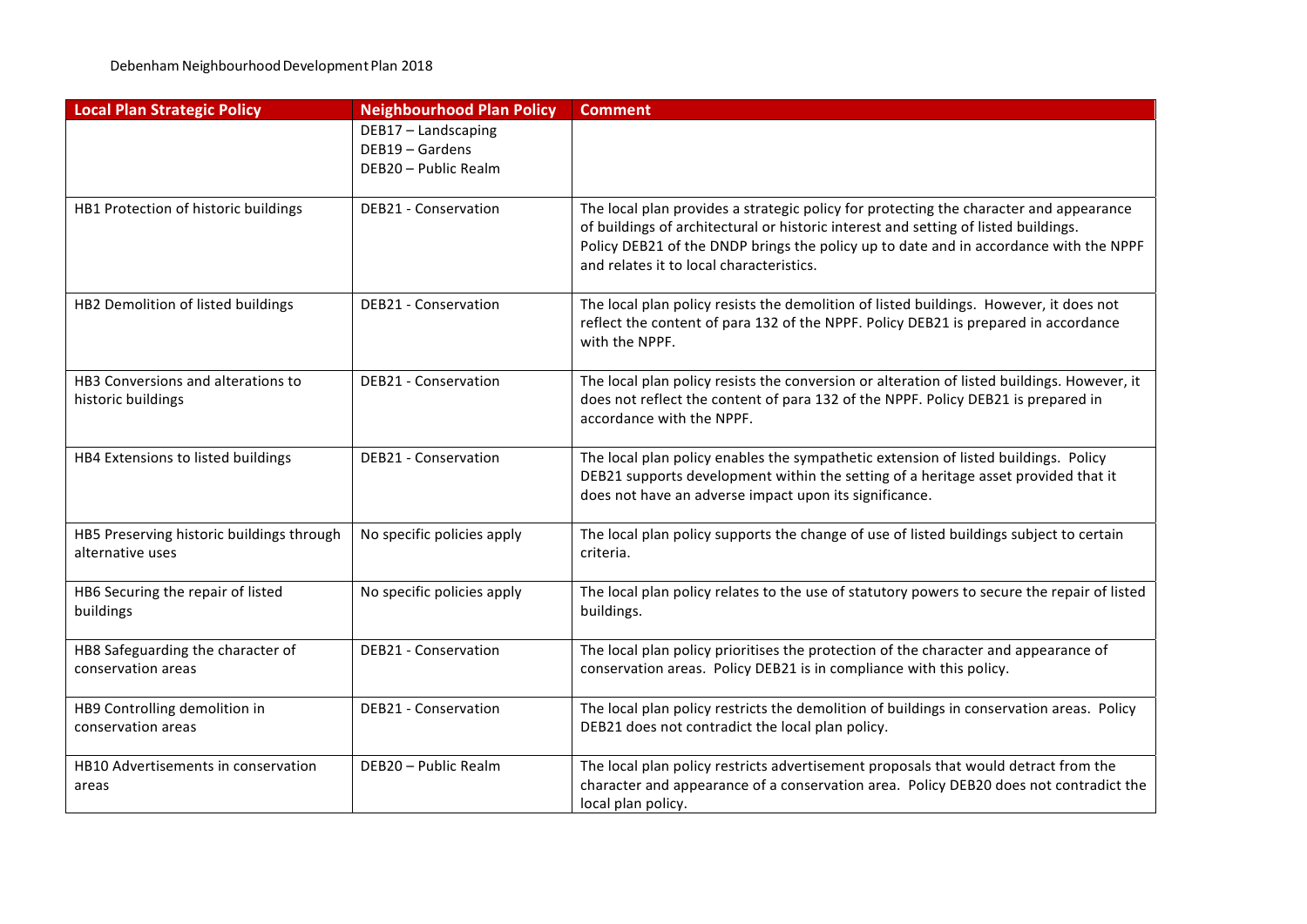| Local Plan Strategic Policy | Neighbourhood Plan Policy | Comment |
|---|---|---|
| | DEB17 – Landscaping<br>DEB19 – Gardens<br>DEB20 – Public Realm | |
| HB1 Protection of historic buildings | DEB21 - Conservation | The local plan provides a strategic policy for protecting the character and appearance of buildings of architectural or historic interest and setting of listed buildings.<br>Policy DEB21 of the DNDP brings the policy up to date and in accordance with the NPPF and relates it to local characteristics. |
| HB2 Demolition of listed buildings | DEB21 - Conservation | The local plan policy resists the demolition of listed buildings. However, it does not reflect the content of para 132 of the NPPF. Policy DEB21 is prepared in accordance with the NPPF. |
| HB3 Conversions and alterations to historic buildings | DEB21 - Conservation | The local plan policy resists the conversion or alteration of listed buildings. However, it does not reflect the content of para 132 of the NPPF. Policy DEB21 is prepared in accordance with the NPPF. |
| HB4 Extensions to listed buildings | DEB21 - Conservation | The local plan policy enables the sympathetic extension of listed buildings. Policy DEB21 supports development within the setting of a heritage asset provided that it does not have an adverse impact upon its significance. |
| HB5 Preserving historic buildings through alternative uses | No specific policies apply | The local plan policy supports the change of use of listed buildings subject to certain criteria. |
| HB6 Securing the repair of listed buildings | No specific policies apply | The local plan policy relates to the use of statutory powers to secure the repair of listed buildings. |
| HB8 Safeguarding the character of conservation areas | DEB21 - Conservation | The local plan policy prioritises the protection of the character and appearance of conservation areas. Policy DEB21 is in compliance with this policy. |
| HB9 Controlling demolition in conservation areas | DEB21 - Conservation | The local plan policy restricts the demolition of buildings in conservation areas. Policy DEB21 does not contradict the local plan policy. |
| HB10 Advertisements in conservation areas | DEB20 – Public Realm | The local plan policy restricts advertisement proposals that would detract from the character and appearance of a conservation area. Policy DEB20 does not contradict the local plan policy. |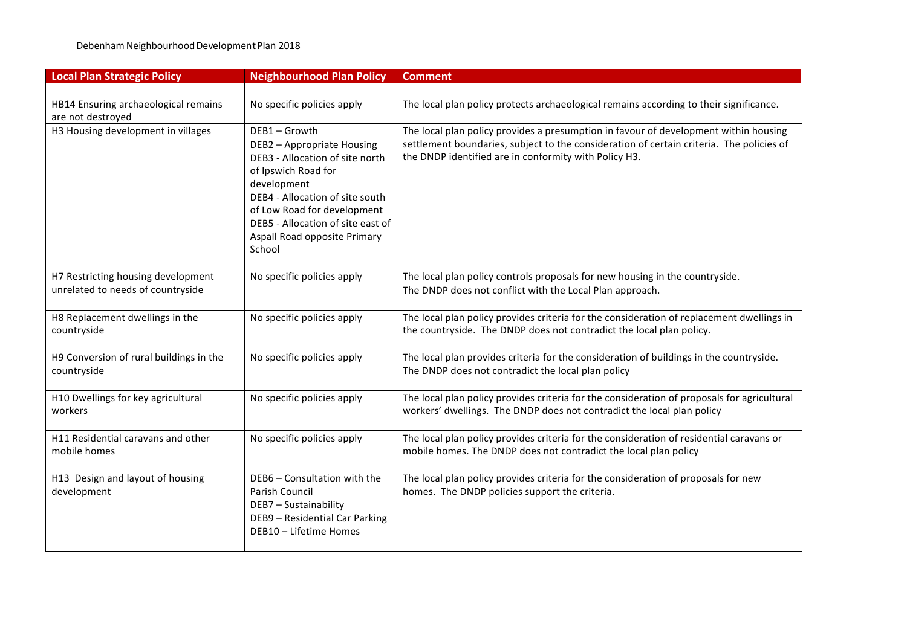| Local Plan Strategic Policy | Neighbourhood Plan Policy | Comment |
|---|---|---|
| | | |
| HB14 Ensuring archaeological remains are not destroyed | No specific policies apply | The local plan policy protects archaeological remains according to their significance. |
| H3 Housing development in villages | DEB1 – Growth<br>DEB2 – Appropriate Housing<br>DEB3 - Allocation of site north of Ipswich Road for development<br>DEB4 - Allocation of site south of Low Road for development<br>DEB5 - Allocation of site east of Aspall Road opposite Primary School | The local plan policy provides a presumption in favour of development within housing settlement boundaries, subject to the consideration of certain criteria. The policies of the DNDP identified are in conformity with Policy H3. |
| H7 Restricting housing development unrelated to needs of countryside | No specific policies apply | The local plan policy controls proposals for new housing in the countryside.<br>The DNDP does not conflict with the Local Plan approach. |
| H8 Replacement dwellings in the countryside | No specific policies apply | The local plan policy provides criteria for the consideration of replacement dwellings in the countryside. The DNDP does not contradict the local plan policy. |
| H9 Conversion of rural buildings in the countryside | No specific policies apply | The local plan provides criteria for the consideration of buildings in the countryside.<br>The DNDP does not contradict the local plan policy |
| H10 Dwellings for key agricultural workers | No specific policies apply | The local plan policy provides criteria for the consideration of proposals for agricultural workers' dwellings. The DNDP does not contradict the local plan policy |
| H11 Residential caravans and other mobile homes | No specific policies apply | The local plan policy provides criteria for the consideration of residential caravans or mobile homes. The DNDP does not contradict the local plan policy |
| H13 Design and layout of housing development | DEB6 – Consultation with the Parish Council<br>DEB7 – Sustainability<br>DEB9 – Residential Car Parking<br>DEB10 – Lifetime Homes | The local plan policy provides criteria for the consideration of proposals for new homes. The DNDP policies support the criteria. |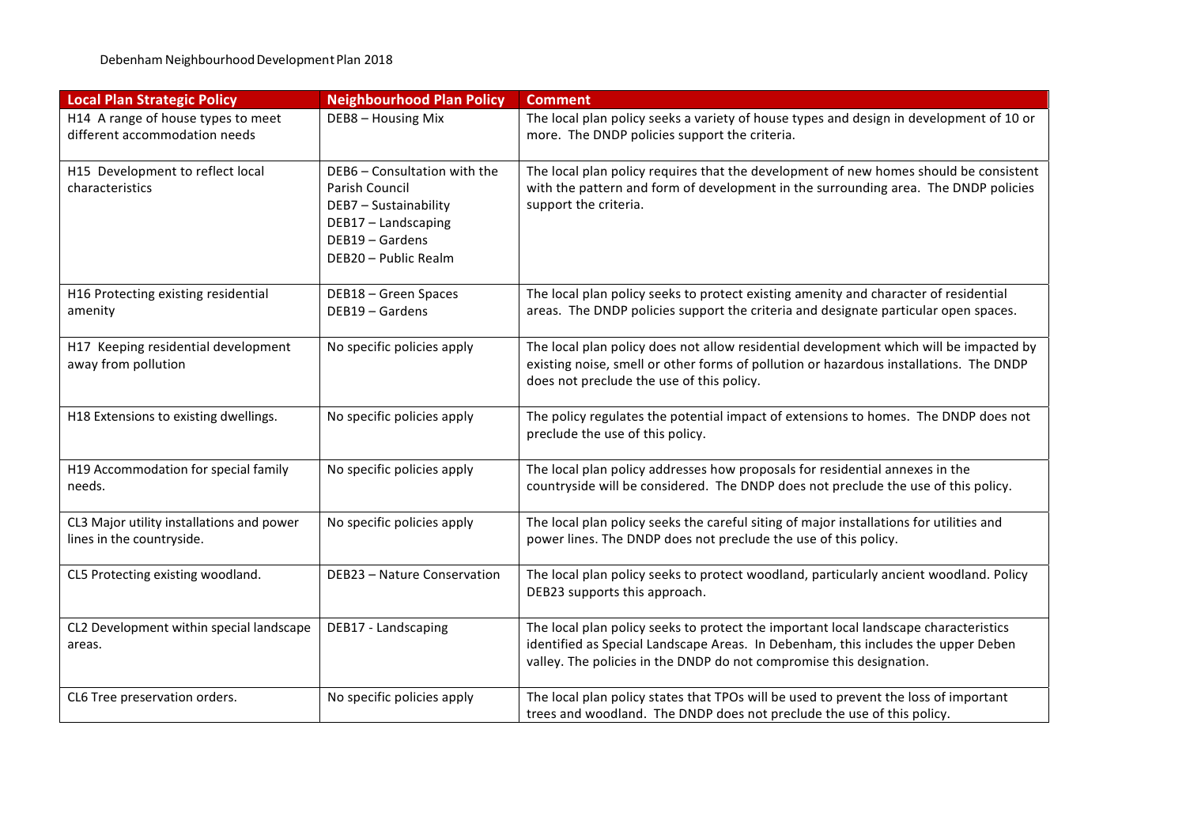| Local Plan Strategic Policy | Neighbourhood Plan Policy | Comment |
|---|---|---|
| H14 A range of house types to meet different accommodation needs | DEB8 – Housing Mix | The local plan policy seeks a variety of house types and design in development of 10 or more. The DNDP policies support the criteria. |
| H15 Development to reflect local characteristics | DEB6 – Consultation with the Parish Council<br>DEB7 – Sustainability<br>DEB17 – Landscaping<br>DEB19 – Gardens<br>DEB20 – Public Realm | The local plan policy requires that the development of new homes should be consistent with the pattern and form of development in the surrounding area. The DNDP policies support the criteria. |
| H16 Protecting existing residential amenity | DEB18 – Green Spaces<br>DEB19 – Gardens | The local plan policy seeks to protect existing amenity and character of residential areas. The DNDP policies support the criteria and designate particular open spaces. |
| H17 Keeping residential development away from pollution | No specific policies apply | The local plan policy does not allow residential development which will be impacted by existing noise, smell or other forms of pollution or hazardous installations. The DNDP does not preclude the use of this policy. |
| H18 Extensions to existing dwellings. | No specific policies apply | The policy regulates the potential impact of extensions to homes. The DNDP does not preclude the use of this policy. |
| H19 Accommodation for special family needs. | No specific policies apply | The local plan policy addresses how proposals for residential annexes in the countryside will be considered. The DNDP does not preclude the use of this policy. |
| CL3 Major utility installations and power lines in the countryside. | No specific policies apply | The local plan policy seeks the careful siting of major installations for utilities and power lines. The DNDP does not preclude the use of this policy. |
| CL5 Protecting existing woodland. | DEB23 – Nature Conservation | The local plan policy seeks to protect woodland, particularly ancient woodland. Policy DEB23 supports this approach. |
| CL2 Development within special landscape areas. | DEB17 - Landscaping | The local plan policy seeks to protect the important local landscape characteristics identified as Special Landscape Areas. In Debenham, this includes the upper Deben valley. The policies in the DNDP do not compromise this designation. |
| CL6 Tree preservation orders. | No specific policies apply | The local plan policy states that TPOs will be used to prevent the loss of important trees and woodland. The DNDP does not preclude the use of this policy. |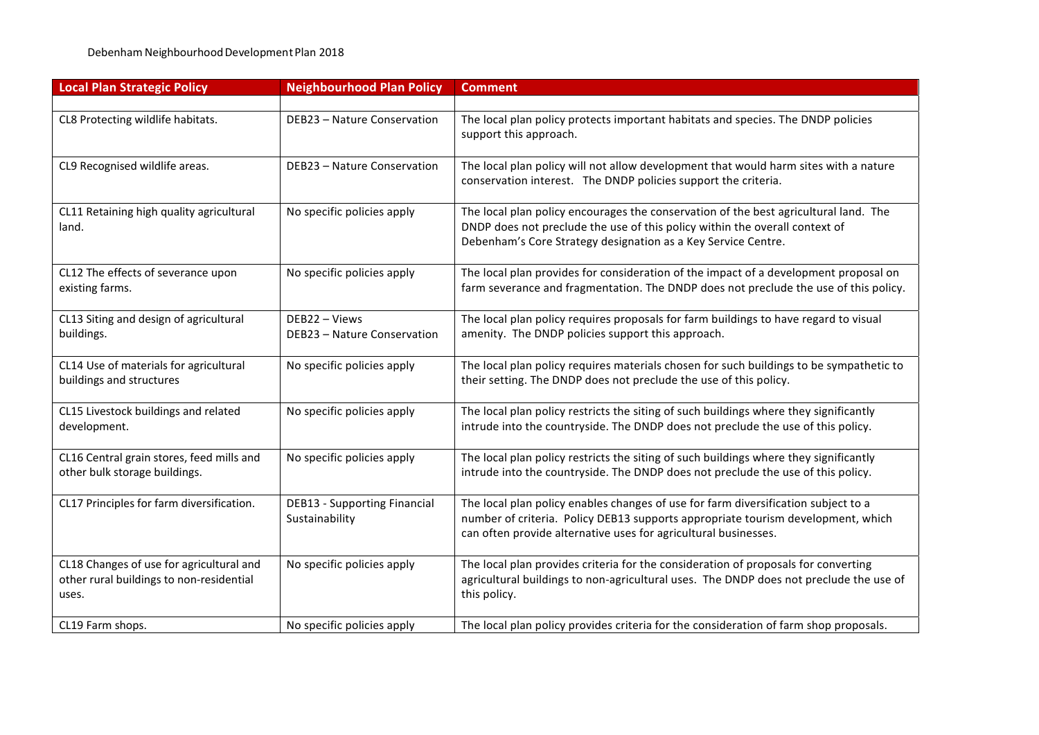| Local Plan Strategic Policy | Neighbourhood Plan Policy | Comment |
|---|---|---|
| | | |
| CL8 Protecting wildlife habitats. | DEB23 – Nature Conservation | The local plan policy protects important habitats and species. The DNDP policies support this approach. |
| CL9 Recognised wildlife areas. | DEB23 – Nature Conservation | The local plan policy will not allow development that would harm sites with a nature conservation interest. The DNDP policies support the criteria. |
| CL11 Retaining high quality agricultural land. | No specific policies apply | The local plan policy encourages the conservation of the best agricultural land. The DNDP does not preclude the use of this policy within the overall context of Debenham's Core Strategy designation as a Key Service Centre. |
| CL12 The effects of severance upon existing farms. | No specific policies apply | The local plan provides for consideration of the impact of a development proposal on farm severance and fragmentation. The DNDP does not preclude the use of this policy. |
| CL13 Siting and design of agricultural buildings. | DEB22 – Views<br>DEB23 – Nature Conservation | The local plan policy requires proposals for farm buildings to have regard to visual amenity. The DNDP policies support this approach. |
| CL14 Use of materials for agricultural buildings and structures | No specific policies apply | The local plan policy requires materials chosen for such buildings to be sympathetic to their setting. The DNDP does not preclude the use of this policy. |
| CL15 Livestock buildings and related development. | No specific policies apply | The local plan policy restricts the siting of such buildings where they significantly intrude into the countryside. The DNDP does not preclude the use of this policy. |
| CL16 Central grain stores, feed mills and other bulk storage buildings. | No specific policies apply | The local plan policy restricts the siting of such buildings where they significantly intrude into the countryside. The DNDP does not preclude the use of this policy. |
| CL17 Principles for farm diversification. | DEB13 - Supporting Financial Sustainability | The local plan policy enables changes of use for farm diversification subject to a number of criteria. Policy DEB13 supports appropriate tourism development, which can often provide alternative uses for agricultural businesses. |
| CL18 Changes of use for agricultural and other rural buildings to non-residential uses. | No specific policies apply | The local plan provides criteria for the consideration of proposals for converting agricultural buildings to non-agricultural uses. The DNDP does not preclude the use of this policy. |
| CL19 Farm shops. | No specific policies apply | The local plan policy provides criteria for the consideration of farm shop proposals. |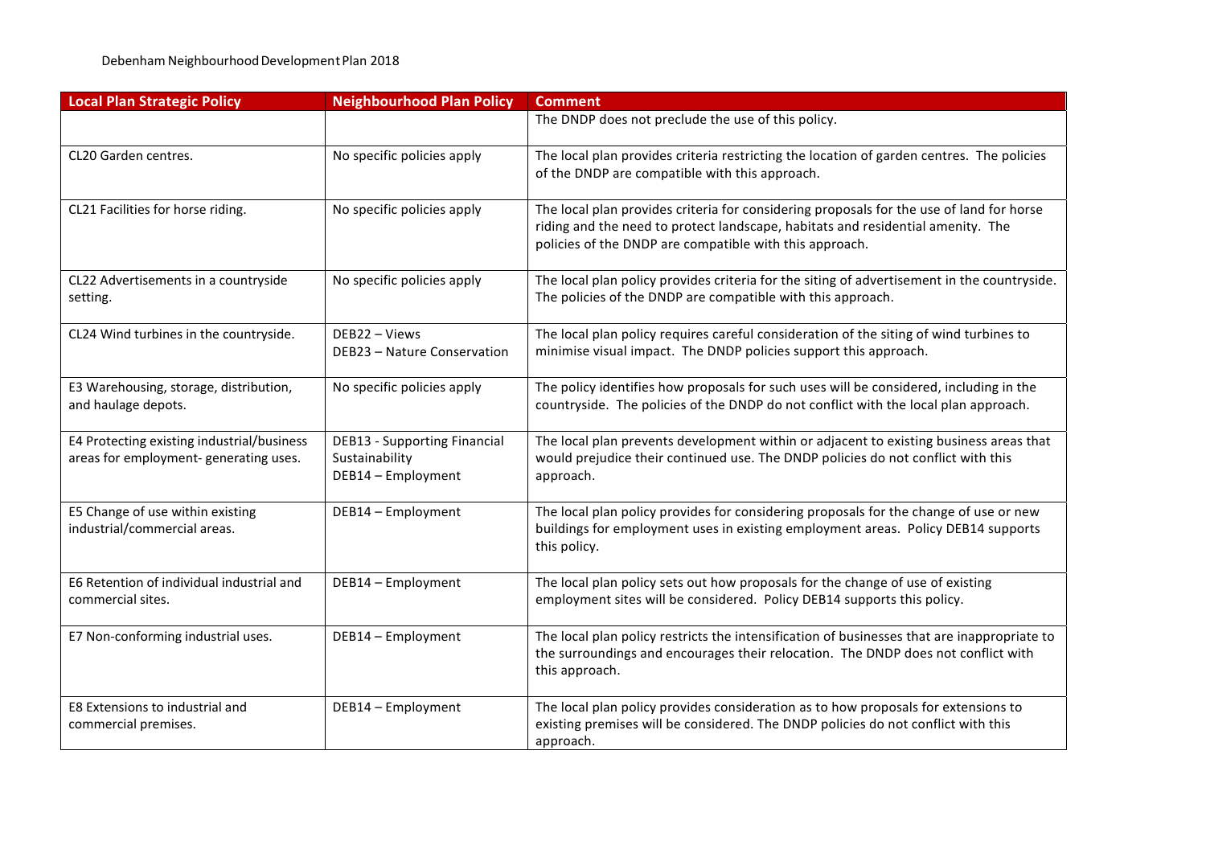| Local Plan Strategic Policy | Neighbourhood Plan Policy | Comment |
|---|---|---|
| | | The DNDP does not preclude the use of this policy. |
| CL20 Garden centres. | No specific policies apply | The local plan provides criteria restricting the location of garden centres. The policies of the DNDP are compatible with this approach. |
| CL21 Facilities for horse riding. | No specific policies apply | The local plan provides criteria for considering proposals for the use of land for horse riding and the need to protect landscape, habitats and residential amenity. The policies of the DNDP are compatible with this approach. |
| CL22 Advertisements in a countryside setting. | No specific policies apply | The local plan policy provides criteria for the siting of advertisement in the countryside. The policies of the DNDP are compatible with this approach. |
| CL24 Wind turbines in the countryside. | DEB22 – Views<br>DEB23 – Nature Conservation | The local plan policy requires careful consideration of the siting of wind turbines to minimise visual impact. The DNDP policies support this approach. |
| E3 Warehousing, storage, distribution, and haulage depots. | No specific policies apply | The policy identifies how proposals for such uses will be considered, including in the countryside. The policies of the DNDP do not conflict with the local plan approach. |
| E4 Protecting existing industrial/business areas for employment- generating uses. | DEB13 - Supporting Financial Sustainability<br>DEB14 – Employment | The local plan prevents development within or adjacent to existing business areas that would prejudice their continued use. The DNDP policies do not conflict with this approach. |
| E5 Change of use within existing industrial/commercial areas. | DEB14 – Employment | The local plan policy provides for considering proposals for the change of use or new buildings for employment uses in existing employment areas. Policy DEB14 supports this policy. |
| E6 Retention of individual industrial and commercial sites. | DEB14 – Employment | The local plan policy sets out how proposals for the change of use of existing employment sites will be considered. Policy DEB14 supports this policy. |
| E7 Non-conforming industrial uses. | DEB14 – Employment | The local plan policy restricts the intensification of businesses that are inappropriate to the surroundings and encourages their relocation. The DNDP does not conflict with this approach. |
| E8 Extensions to industrial and commercial premises. | DEB14 – Employment | The local plan policy provides consideration as to how proposals for extensions to existing premises will be considered. The DNDP policies do not conflict with this approach. |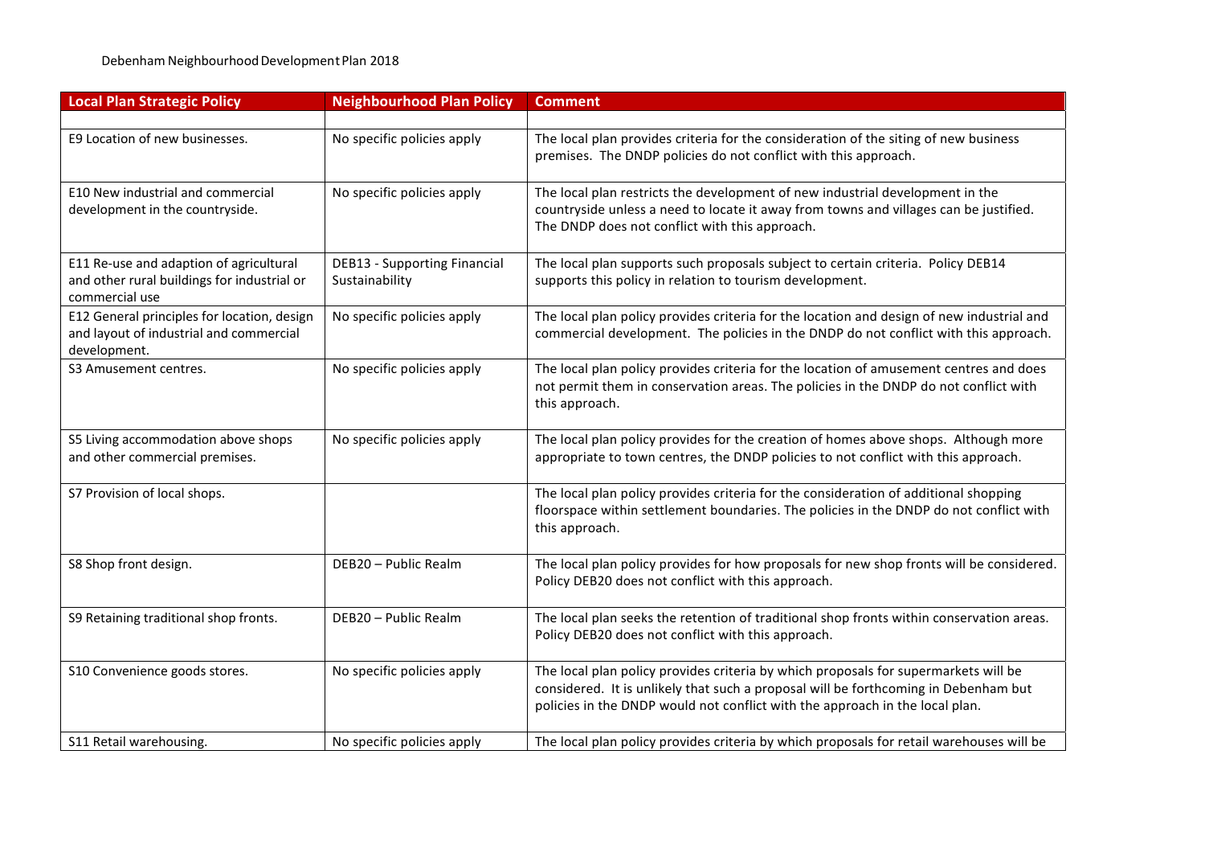| Local Plan Strategic Policy | Neighbourhood Plan Policy | Comment |
|---|---|---|
| | | |
| E9 Location of new businesses. | No specific policies apply | The local plan provides criteria for the consideration of the siting of new business premises. The DNDP policies do not conflict with this approach. |
| E10 New industrial and commercial development in the countryside. | No specific policies apply | The local plan restricts the development of new industrial development in the countryside unless a need to locate it away from towns and villages can be justified. The DNDP does not conflict with this approach. |
| E11 Re-use and adaption of agricultural and other rural buildings for industrial or commercial use | DEB13 - Supporting Financial Sustainability | The local plan supports such proposals subject to certain criteria. Policy DEB14 supports this policy in relation to tourism development. |
| E12 General principles for location, design and layout of industrial and commercial development. | No specific policies apply | The local plan policy provides criteria for the location and design of new industrial and commercial development. The policies in the DNDP do not conflict with this approach. |
| S3 Amusement centres. | No specific policies apply | The local plan policy provides criteria for the location of amusement centres and does not permit them in conservation areas. The policies in the DNDP do not conflict with this approach. |
| S5 Living accommodation above shops and other commercial premises. | No specific policies apply | The local plan policy provides for the creation of homes above shops. Although more appropriate to town centres, the DNDP policies to not conflict with this approach. |
| S7 Provision of local shops. | | The local plan policy provides criteria for the consideration of additional shopping floorspace within settlement boundaries. The policies in the DNDP do not conflict with this approach. |
| S8 Shop front design. | DEB20 – Public Realm | The local plan policy provides for how proposals for new shop fronts will be considered. Policy DEB20 does not conflict with this approach. |
| S9 Retaining traditional shop fronts. | DEB20 – Public Realm | The local plan seeks the retention of traditional shop fronts within conservation areas. Policy DEB20 does not conflict with this approach. |
| S10 Convenience goods stores. | No specific policies apply | The local plan policy provides criteria by which proposals for supermarkets will be considered. It is unlikely that such a proposal will be forthcoming in Debenham but policies in the DNDP would not conflict with the approach in the local plan. |
| S11 Retail warehousing. | No specific policies apply | The local plan policy provides criteria by which proposals for retail warehouses will be |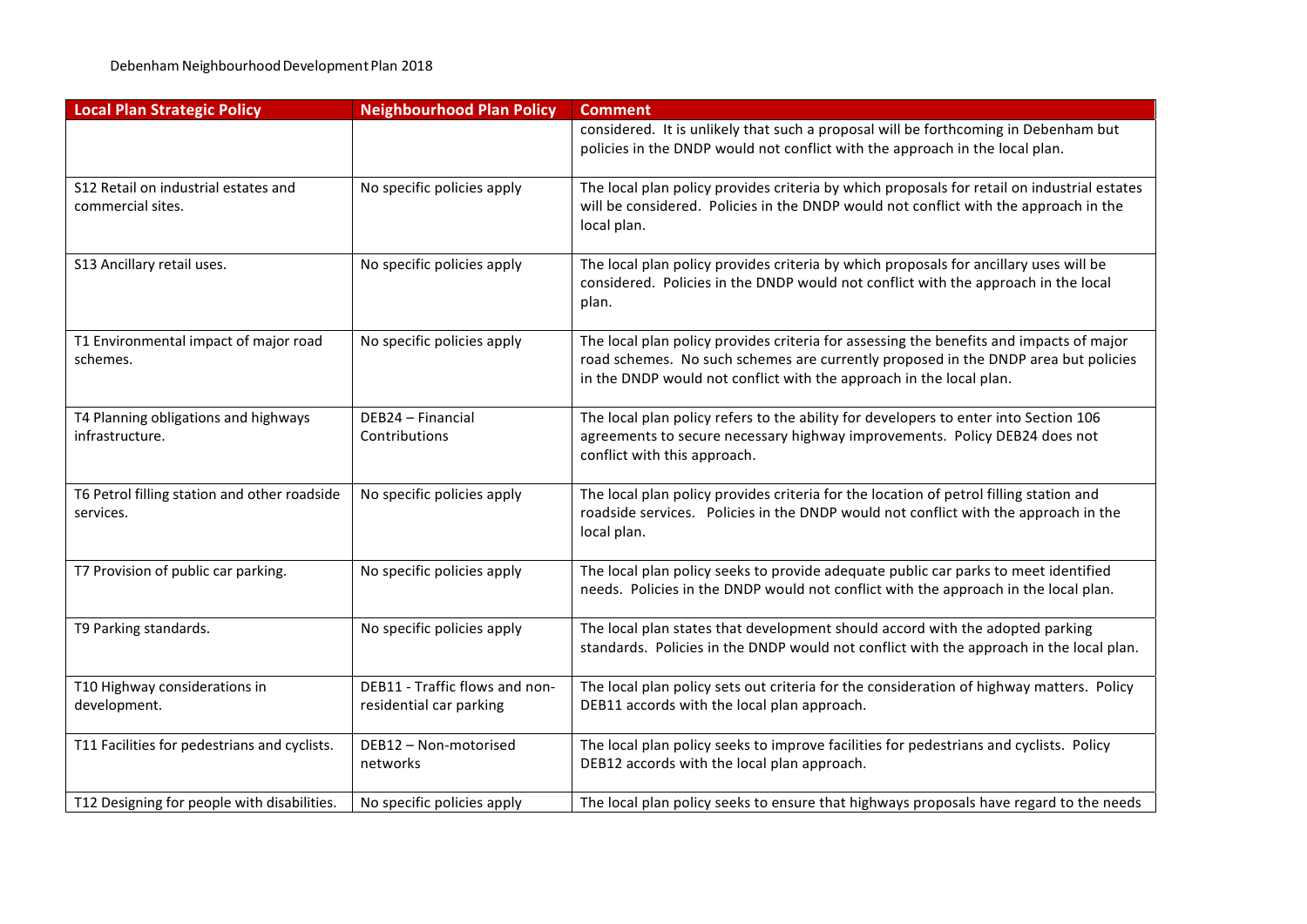| Local Plan Strategic Policy | Neighbourhood Plan Policy | Comment |
|---|---|---|
| | | considered. It is unlikely that such a proposal will be forthcoming in Debenham but policies in the DNDP would not conflict with the approach in the local plan. |
| S12 Retail on industrial estates and commercial sites. | No specific policies apply | The local plan policy provides criteria by which proposals for retail on industrial estates will be considered. Policies in the DNDP would not conflict with the approach in the local plan. |
| S13 Ancillary retail uses. | No specific policies apply | The local plan policy provides criteria by which proposals for ancillary uses will be considered. Policies in the DNDP would not conflict with the approach in the local plan. |
| T1 Environmental impact of major road schemes. | No specific policies apply | The local plan policy provides criteria for assessing the benefits and impacts of major road schemes. No such schemes are currently proposed in the DNDP area but policies in the DNDP would not conflict with the approach in the local plan. |
| T4 Planning obligations and highways infrastructure. | DEB24 – Financial Contributions | The local plan policy refers to the ability for developers to enter into Section 106 agreements to secure necessary highway improvements. Policy DEB24 does not conflict with this approach. |
| T6 Petrol filling station and other roadside services. | No specific policies apply | The local plan policy provides criteria for the location of petrol filling station and roadside services. Policies in the DNDP would not conflict with the approach in the local plan. |
| T7 Provision of public car parking. | No specific policies apply | The local plan policy seeks to provide adequate public car parks to meet identified needs. Policies in the DNDP would not conflict with the approach in the local plan. |
| T9 Parking standards. | No specific policies apply | The local plan states that development should accord with the adopted parking standards. Policies in the DNDP would not conflict with the approach in the local plan. |
| T10 Highway considerations in development. | DEB11 - Traffic flows and non-residential car parking | The local plan policy sets out criteria for the consideration of highway matters. Policy DEB11 accords with the local plan approach. |
| T11 Facilities for pedestrians and cyclists. | DEB12 – Non-motorised networks | The local plan policy seeks to improve facilities for pedestrians and cyclists. Policy DEB12 accords with the local plan approach. |
| T12 Designing for people with disabilities. | No specific policies apply | The local plan policy seeks to ensure that highways proposals have regard to the needs |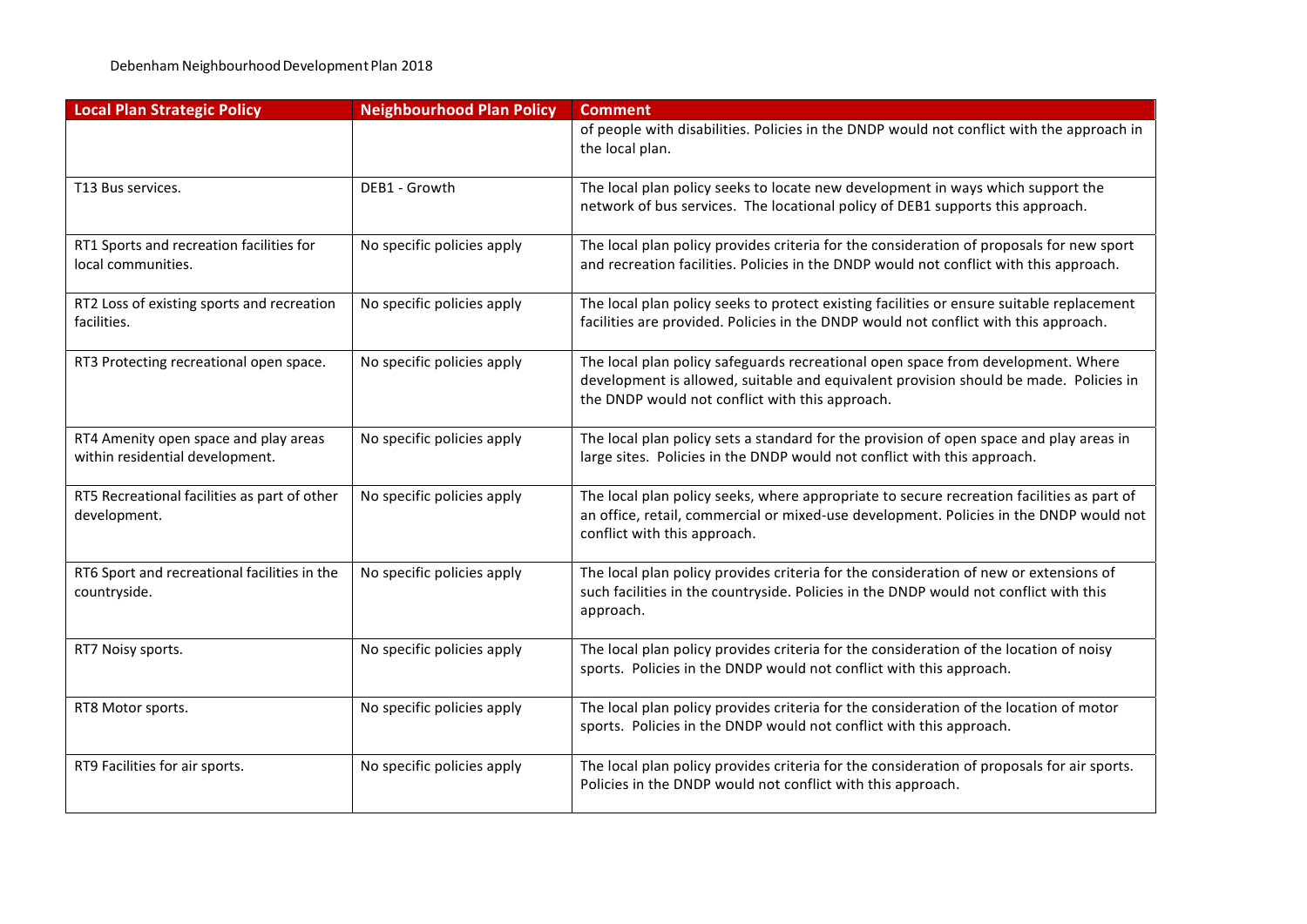| Local Plan Strategic Policy | Neighbourhood Plan Policy | Comment |
| --- | --- | --- |
| | | of people with disabilities. Policies in the DNDP would not conflict with the approach in the local plan. |
| T13 Bus services. | DEB1 - Growth | The local plan policy seeks to locate new development in ways which support the network of bus services. The locational policy of DEB1 supports this approach. |
| RT1 Sports and recreation facilities for local communities. | No specific policies apply | The local plan policy provides criteria for the consideration of proposals for new sport and recreation facilities. Policies in the DNDP would not conflict with this approach. |
| RT2 Loss of existing sports and recreation facilities. | No specific policies apply | The local plan policy seeks to protect existing facilities or ensure suitable replacement facilities are provided. Policies in the DNDP would not conflict with this approach. |
| RT3 Protecting recreational open space. | No specific policies apply | The local plan policy safeguards recreational open space from development. Where development is allowed, suitable and equivalent provision should be made. Policies in the DNDP would not conflict with this approach. |
| RT4 Amenity open space and play areas within residential development. | No specific policies apply | The local plan policy sets a standard for the provision of open space and play areas in large sites. Policies in the DNDP would not conflict with this approach. |
| RT5 Recreational facilities as part of other development. | No specific policies apply | The local plan policy seeks, where appropriate to secure recreation facilities as part of an office, retail, commercial or mixed-use development. Policies in the DNDP would not conflict with this approach. |
| RT6 Sport and recreational facilities in the countryside. | No specific policies apply | The local plan policy provides criteria for the consideration of new or extensions of such facilities in the countryside. Policies in the DNDP would not conflict with this approach. |
| RT7 Noisy sports. | No specific policies apply | The local plan policy provides criteria for the consideration of the location of noisy sports. Policies in the DNDP would not conflict with this approach. |
| RT8 Motor sports. | No specific policies apply | The local plan policy provides criteria for the consideration of the location of motor sports. Policies in the DNDP would not conflict with this approach. |
| RT9 Facilities for air sports. | No specific policies apply | The local plan policy provides criteria for the consideration of proposals for air sports. Policies in the DNDP would not conflict with this approach. |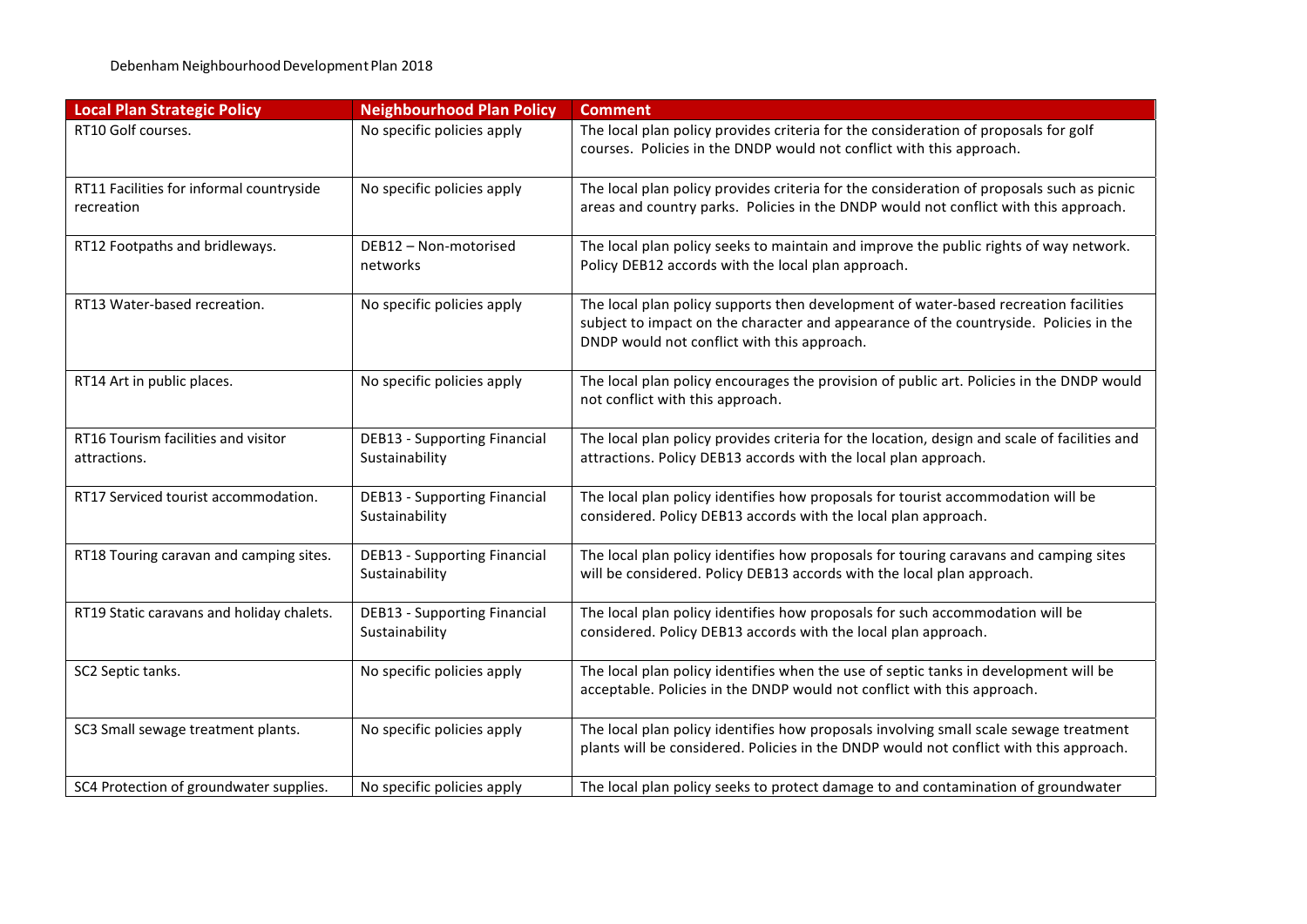| Local Plan Strategic Policy | Neighbourhood Plan Policy | Comment |
|---|---|---|
| RT10 Golf courses. | No specific policies apply | The local plan policy provides criteria for the consideration of proposals for golf courses. Policies in the DNDP would not conflict with this approach. |
| RT11 Facilities for informal countryside recreation | No specific policies apply | The local plan policy provides criteria for the consideration of proposals such as picnic areas and country parks. Policies in the DNDP would not conflict with this approach. |
| RT12 Footpaths and bridleways. | DEB12 – Non-motorised networks | The local plan policy seeks to maintain and improve the public rights of way network. Policy DEB12 accords with the local plan approach. |
| RT13 Water-based recreation. | No specific policies apply | The local plan policy supports then development of water-based recreation facilities subject to impact on the character and appearance of the countryside. Policies in the DNDP would not conflict with this approach. |
| RT14 Art in public places. | No specific policies apply | The local plan policy encourages the provision of public art. Policies in the DNDP would not conflict with this approach. |
| RT16 Tourism facilities and visitor attractions. | DEB13 - Supporting Financial Sustainability | The local plan policy provides criteria for the location, design and scale of facilities and attractions. Policy DEB13 accords with the local plan approach. |
| RT17 Serviced tourist accommodation. | DEB13 - Supporting Financial Sustainability | The local plan policy identifies how proposals for tourist accommodation will be considered. Policy DEB13 accords with the local plan approach. |
| RT18 Touring caravan and camping sites. | DEB13 - Supporting Financial Sustainability | The local plan policy identifies how proposals for touring caravans and camping sites will be considered. Policy DEB13 accords with the local plan approach. |
| RT19 Static caravans and holiday chalets. | DEB13 - Supporting Financial Sustainability | The local plan policy identifies how proposals for such accommodation will be considered. Policy DEB13 accords with the local plan approach. |
| SC2 Septic tanks. | No specific policies apply | The local plan policy identifies when the use of septic tanks in development will be acceptable. Policies in the DNDP would not conflict with this approach. |
| SC3 Small sewage treatment plants. | No specific policies apply | The local plan policy identifies how proposals involving small scale sewage treatment plants will be considered. Policies in the DNDP would not conflict with this approach. |
| SC4 Protection of groundwater supplies. | No specific policies apply | The local plan policy seeks to protect damage to and contamination of groundwater |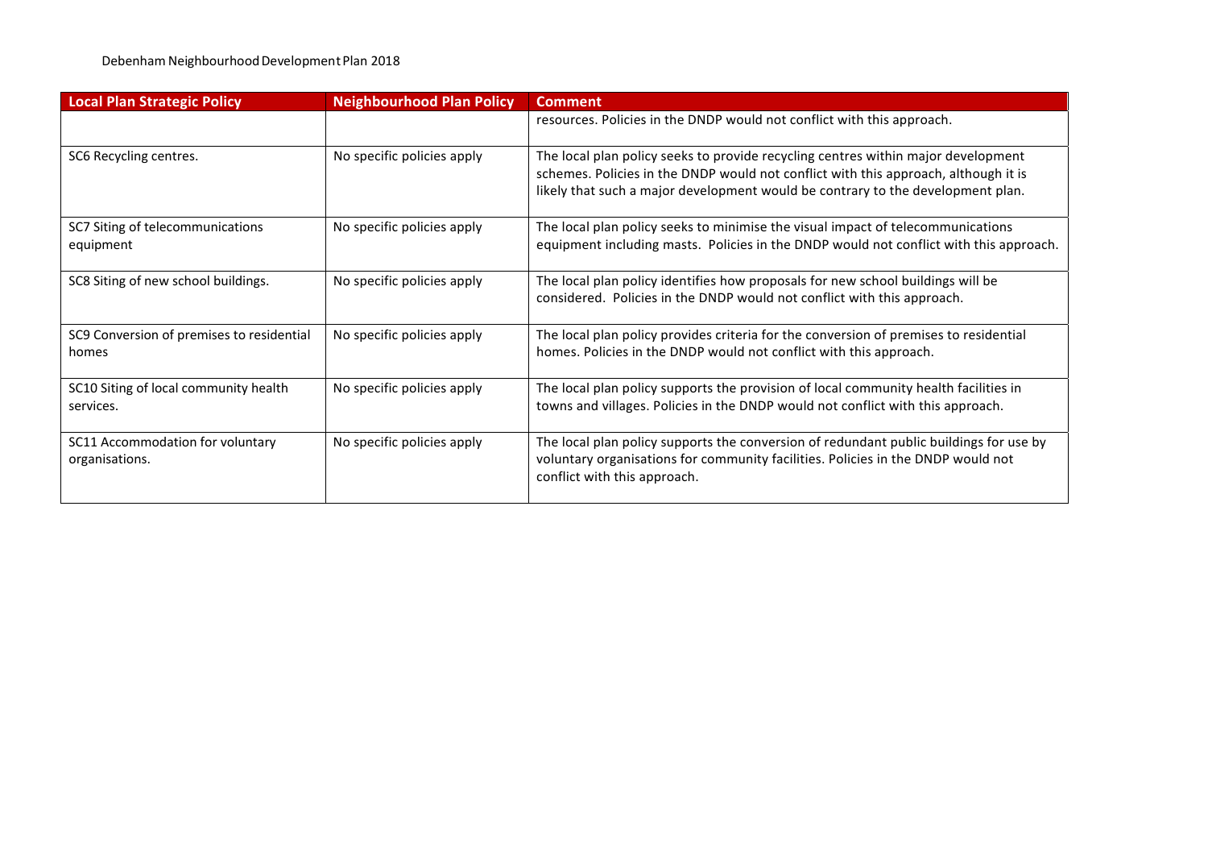| Local Plan Strategic Policy | Neighbourhood Plan Policy | Comment |
| --- | --- | --- |
| | | resources. Policies in the DNDP would not conflict with this approach. |
| SC6 Recycling centres. | No specific policies apply | The local plan policy seeks to provide recycling centres within major development schemes. Policies in the DNDP would not conflict with this approach, although it is likely that such a major development would be contrary to the development plan. |
| SC7 Siting of telecommunications equipment | No specific policies apply | The local plan policy seeks to minimise the visual impact of telecommunications equipment including masts. Policies in the DNDP would not conflict with this approach. |
| SC8 Siting of new school buildings. | No specific policies apply | The local plan policy identifies how proposals for new school buildings will be considered. Policies in the DNDP would not conflict with this approach. |
| SC9 Conversion of premises to residential homes | No specific policies apply | The local plan policy provides criteria for the conversion of premises to residential homes. Policies in the DNDP would not conflict with this approach. |
| SC10 Siting of local community health services. | No specific policies apply | The local plan policy supports the provision of local community health facilities in towns and villages. Policies in the DNDP would not conflict with this approach. |
| SC11 Accommodation for voluntary organisations. | No specific policies apply | The local plan policy supports the conversion of redundant public buildings for use by voluntary organisations for community facilities. Policies in the DNDP would not conflict with this approach. |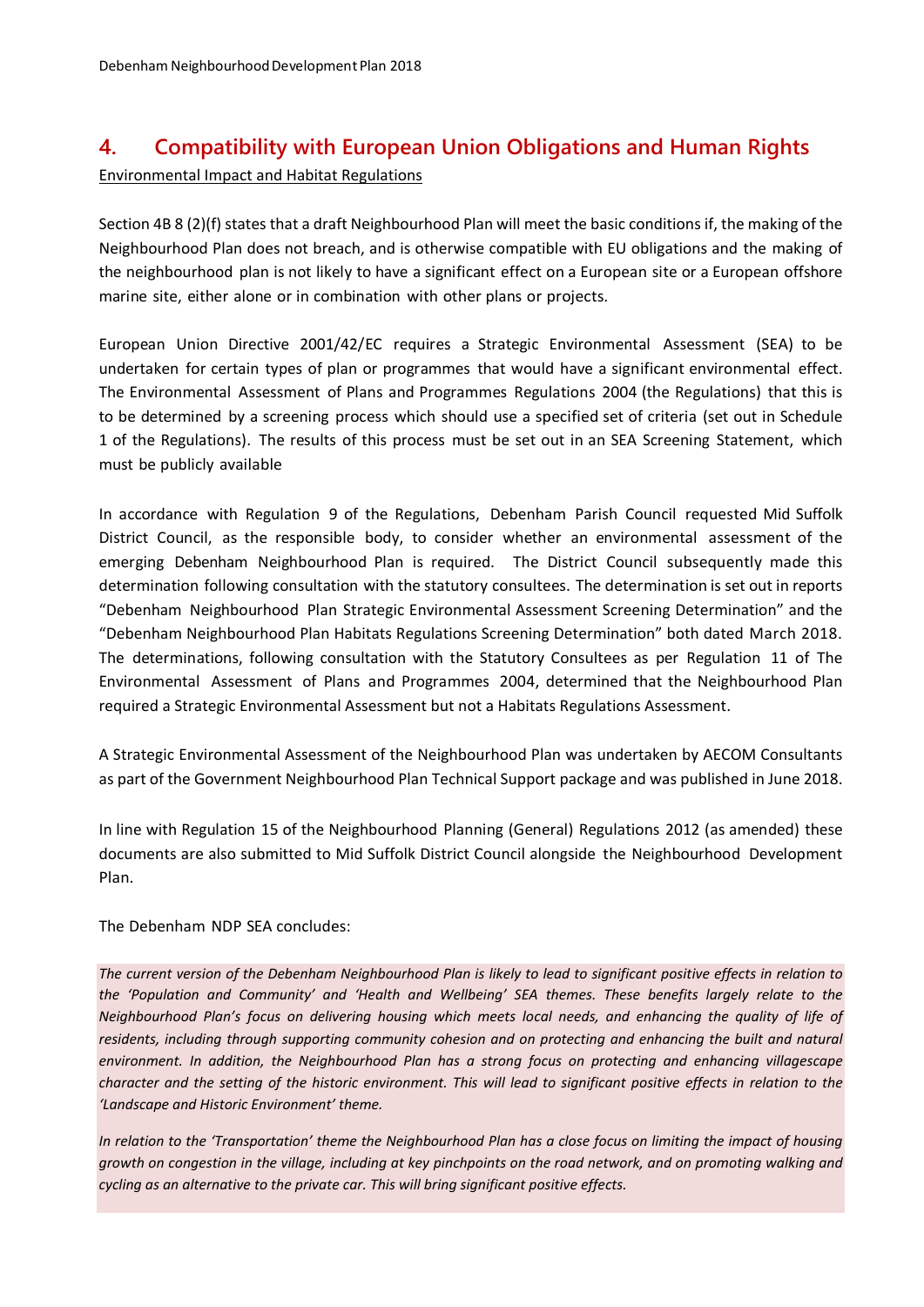## 4. Compatibility with European Union Obligations and Human Rights

Environmental Impact and Habitat Regulations

Section 4B 8 (2)(f) states that a draft Neighbourhood Plan will meet the basic conditions if, the making of the Neighbourhood Plan does not breach, and is otherwise compatible with EU obligations and the making of the neighbourhood plan is not likely to have a significant effect on a European site or a European offshore marine site, either alone or in combination with other plans or projects.

European Union Directive 2001/42/EC requires a Strategic Environmental Assessment (SEA) to be undertaken for certain types of plan or programmes that would have a significant environmental effect. The Environmental Assessment of Plans and Programmes Regulations 2004 (the Regulations) that this is to be determined by a screening process which should use a specified set of criteria (set out in Schedule 1 of the Regulations). The results of this process must be set out in an SEA Screening Statement, which must be publicly available

In accordance with Regulation 9 of the Regulations, Debenham Parish Council requested Mid Suffolk District Council, as the responsible body, to consider whether an environmental assessment of the emerging Debenham Neighbourhood Plan is required. The District Council subsequently made this determination following consultation with the statutory consultees. The determination is set out in reports "Debenham Neighbourhood Plan Strategic Environmental Assessment Screening Determination" and the "Debenham Neighbourhood Plan Habitats Regulations Screening Determination" both dated March 2018. The determinations, following consultation with the Statutory Consultees as per Regulation 11 of The Environmental Assessment of Plans and Programmes 2004, determined that the Neighbourhood Plan required a Strategic Environmental Assessment but not a Habitats Regulations Assessment.

A Strategic Environmental Assessment of the Neighbourhood Plan was undertaken by AECOM Consultants as part of the Government Neighbourhood Plan Technical Support package and was published in June 2018.

In line with Regulation 15 of the Neighbourhood Planning (General) Regulations 2012 (as amended) these documents are also submitted to Mid Suffolk District Council alongside the Neighbourhood Development Plan.

The Debenham NDP SEA concludes:

*The current version of the Debenham Neighbourhood Plan is likely to lead to significant positive effects in relation to the 'Population and Community' and 'Health and Wellbeing' SEA themes. These benefits largely relate to the Neighbourhood Plan's focus on delivering housing which meets local needs, and enhancing the quality of life of residents, including through supporting community cohesion and on protecting and enhancing the built and natural environment. In addition, the Neighbourhood Plan has a strong focus on protecting and enhancing villagescape character and the setting of the historic environment. This will lead to significant positive effects in relation to the 'Landscape and Historic Environment' theme.*

*In relation to the 'Transportation' theme the Neighbourhood Plan has a close focus on limiting the impact of housing growth on congestion in the village, including at key pinchpoints on the road network, and on promoting walking and cycling as an alternative to the private car. This will bring significant positive effects.*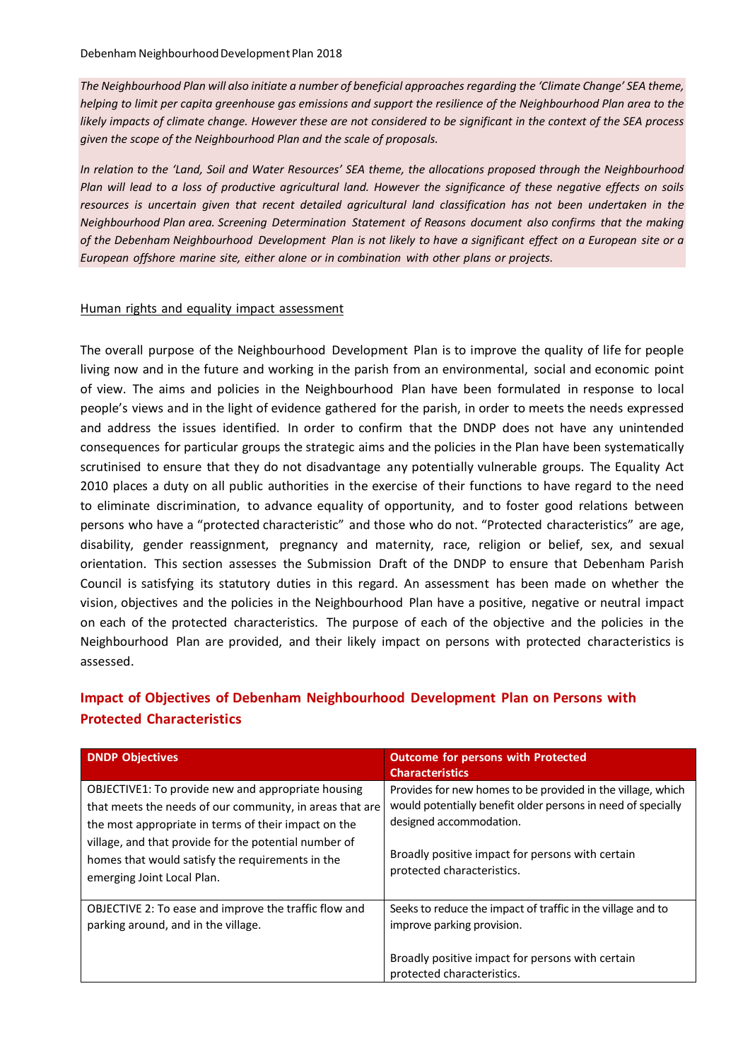*The Neighbourhood Plan will also initiate a number of beneficial approaches regarding the 'Climate Change' SEA theme, helping to limit per capita greenhouse gas emissions and support the resilience of the Neighbourhood Plan area to the likely impacts of climate change. However these are not considered to be significant in the context of the SEA process given the scope of the Neighbourhood Plan and the scale of proposals.*

*In relation to the 'Land, Soil and Water Resources' SEA theme, the allocations proposed through the Neighbourhood Plan will lead to a loss of productive agricultural land. However the significance of these negative effects on soils resources is uncertain given that recent detailed agricultural land classification has not been undertaken in the Neighbourhood Plan area. Screening Determination Statement of Reasons document also confirms that the making of the Debenham Neighbourhood Development Plan is not likely to have a significant effect on a European site or a European offshore marine site, either alone or in combination with other plans or projects.*

Human rights and equality impact assessment

The overall purpose of the Neighbourhood Development Plan is to improve the quality of life for people living now and in the future and working in the parish from an environmental, social and economic point of view. The aims and policies in the Neighbourhood Plan have been formulated in response to local people's views and in the light of evidence gathered for the parish, in order to meets the needs expressed and address the issues identified. In order to confirm that the DNDP does not have any unintended consequences for particular groups the strategic aims and the policies in the Plan have been systematically scrutinised to ensure that they do not disadvantage any potentially vulnerable groups. The Equality Act 2010 places a duty on all public authorities in the exercise of their functions to have regard to the need to eliminate discrimination, to advance equality of opportunity, and to foster good relations between persons who have a "protected characteristic" and those who do not. "Protected characteristics" are age, disability, gender reassignment, pregnancy and maternity, race, religion or belief, sex, and sexual orientation. This section assesses the Submission Draft of the DNDP to ensure that Debenham Parish Council is satisfying its statutory duties in this regard. An assessment has been made on whether the vision, objectives and the policies in the Neighbourhood Plan have a positive, negative or neutral impact on each of the protected characteristics. The purpose of each of the objective and the policies in the Neighbourhood Plan are provided, and their likely impact on persons with protected characteristics is assessed.

## Impact of Objectives of Debenham Neighbourhood Development Plan on Persons with Protected Characteristics

| DNDP Objectives | Outcome for persons with Protected Characteristics |
|---|---|
| OBJECTIVE1: To provide new and appropriate housing that meets the needs of our community, in areas that are the most appropriate in terms of their impact on the village, and that provide for the potential number of homes that would satisfy the requirements in the emerging Joint Local Plan. | Provides for new homes to be provided in the village, which would potentially benefit older persons in need of specially designed accommodation.<br><br>Broadly positive impact for persons with certain protected characteristics. |
| OBJECTIVE 2: To ease and improve the traffic flow and parking around, and in the village. | Seeks to reduce the impact of traffic in the village and to improve parking provision.<br><br>Broadly positive impact for persons with certain protected characteristics. |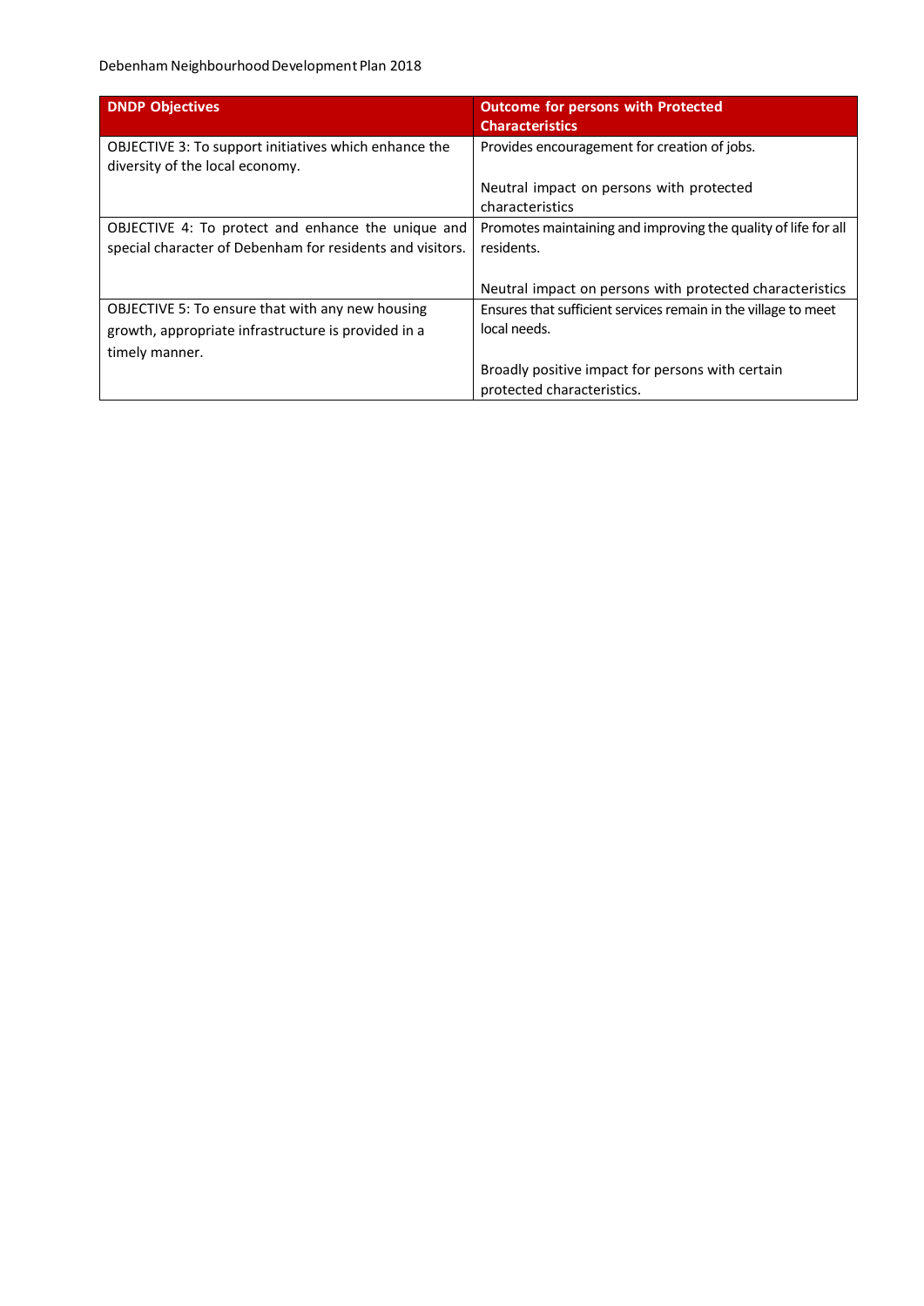| DNDP Objectives | Outcome for persons with Protected Characteristics |
|---|---|
| OBJECTIVE 3: To support initiatives which enhance the diversity of the local economy. | Provides encouragement for creation of jobs.<br><br>Neutral impact on persons with protected characteristics |
| OBJECTIVE 4: To protect and enhance the unique and special character of Debenham for residents and visitors. | Promotes maintaining and improving the quality of life for all residents.<br><br>Neutral impact on persons with protected characteristics |
| OBJECTIVE 5: To ensure that with any new housing growth, appropriate infrastructure is provided in a timely manner. | Ensures that sufficient services remain in the village to meet local needs.<br><br>Broadly positive impact for persons with certain protected characteristics. |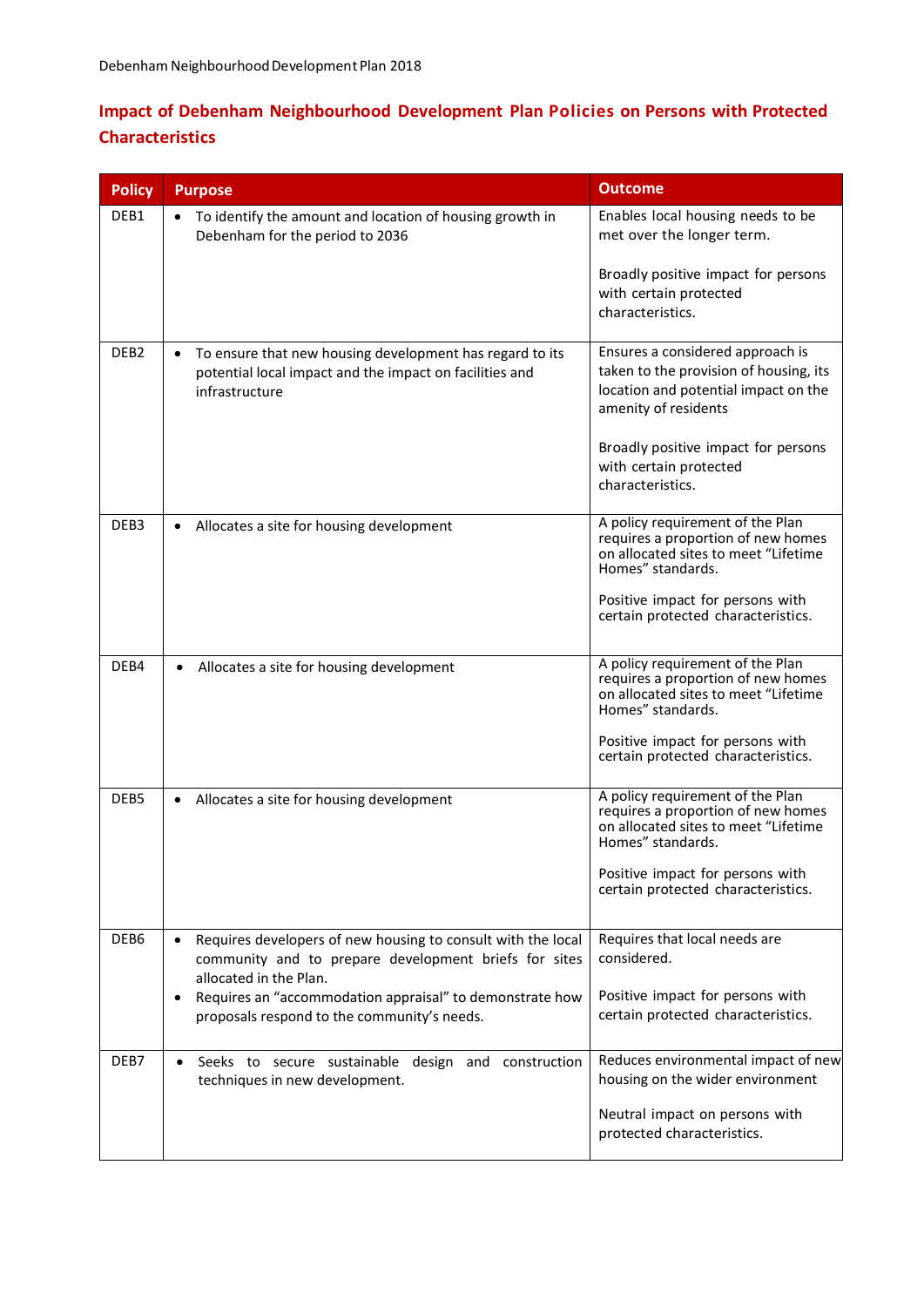## Impact of Debenham Neighbourhood Development Plan Policies on Persons with Protected Characteristics

| Policy | Purpose | Outcome |
|---|---|---|
| DEB1 | • To identify the amount and location of housing growth in Debenham for the period to 2036 | Enables local housing needs to be met over the longer term.<br><br>Broadly positive impact for persons with certain protected characteristics. |
| DEB2 | • To ensure that new housing development has regard to its potential local impact and the impact on facilities and infrastructure | Ensures a considered approach is taken to the provision of housing, its location and potential impact on the amenity of residents<br><br>Broadly positive impact for persons with certain protected characteristics. |
| DEB3 | • Allocates a site for housing development | A policy requirement of the Plan requires a proportion of new homes on allocated sites to meet "Lifetime Homes" standards.<br><br>Positive impact for persons with certain protected characteristics. |
| DEB4 | • Allocates a site for housing development | A policy requirement of the Plan requires a proportion of new homes on allocated sites to meet "Lifetime Homes" standards.<br><br>Positive impact for persons with certain protected characteristics. |
| DEB5 | • Allocates a site for housing development | A policy requirement of the Plan requires a proportion of new homes on allocated sites to meet "Lifetime Homes" standards.<br><br>Positive impact for persons with certain protected characteristics. |
| DEB6 | • Requires developers of new housing to consult with the local community and to prepare development briefs for sites allocated in the Plan.<br>• Requires an "accommodation appraisal" to demonstrate how proposals respond to the community's needs. | Requires that local needs are considered.<br><br>Positive impact for persons with certain protected characteristics. |
| DEB7 | • Seeks to secure sustainable design and construction techniques in new development. | Reduces environmental impact of new housing on the wider environment<br><br>Neutral impact on persons with protected characteristics. |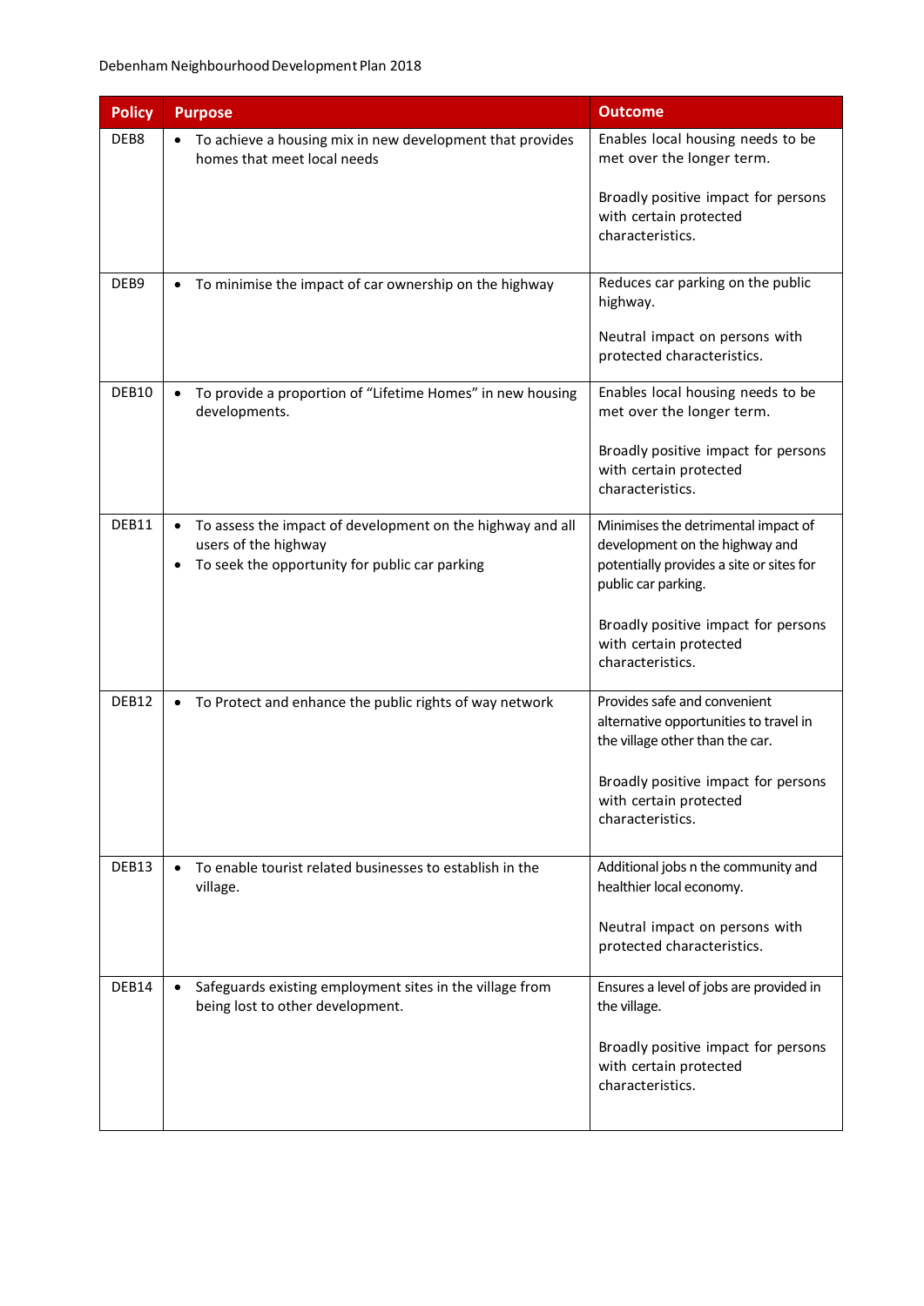| Policy | Purpose | Outcome |
|---|---|---|
| DEB8 | • To achieve a housing mix in new development that provides homes that meet local needs | Enables local housing needs to be met over the longer term.<br><br>Broadly positive impact for persons with certain protected characteristics. |
| DEB9 | • To minimise the impact of car ownership on the highway | Reduces car parking on the public highway.<br><br>Neutral impact on persons with protected characteristics. |
| DEB10 | • To provide a proportion of "Lifetime Homes" in new housing developments. | Enables local housing needs to be met over the longer term.<br><br>Broadly positive impact for persons with certain protected characteristics. |
| DEB11 | • To assess the impact of development on the highway and all users of the highway<br>• To seek the opportunity for public car parking | Minimises the detrimental impact of development on the highway and potentially provides a site or sites for public car parking.<br><br>Broadly positive impact for persons with certain protected characteristics. |
| DEB12 | • To Protect and enhance the public rights of way network | Provides safe and convenient alternative opportunities to travel in the village other than the car.<br><br>Broadly positive impact for persons with certain protected characteristics. |
| DEB13 | • To enable tourist related businesses to establish in the village. | Additional jobs n the community and healthier local economy.<br><br>Neutral impact on persons with protected characteristics. |
| DEB14 | • Safeguards existing employment sites in the village from being lost to other development. | Ensures a level of jobs are provided in the village.<br><br>Broadly positive impact for persons with certain protected characteristics. |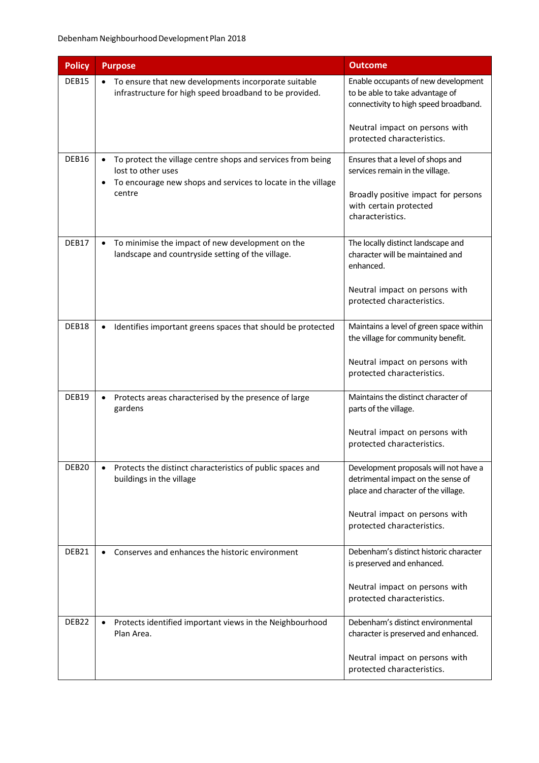| Policy | Purpose | Outcome |
|---|---|---|
| DEB15 | • To ensure that new developments incorporate suitable infrastructure for high speed broadband to be provided. | Enable occupants of new development to be able to take advantage of connectivity to high speed broadband.<br><br>Neutral impact on persons with protected characteristics. |
| DEB16 | • To protect the village centre shops and services from being lost to other uses<br>• To encourage new shops and services to locate in the village centre | Ensures that a level of shops and services remain in the village.<br><br>Broadly positive impact for persons with certain protected characteristics. |
| DEB17 | • To minimise the impact of new development on the landscape and countryside setting of the village. | The locally distinct landscape and character will be maintained and enhanced.<br><br>Neutral impact on persons with protected characteristics. |
| DEB18 | • Identifies important greens spaces that should be protected | Maintains a level of green space within the village for community benefit.<br><br>Neutral impact on persons with protected characteristics. |
| DEB19 | • Protects areas characterised by the presence of large gardens | Maintains the distinct character of parts of the village.<br><br>Neutral impact on persons with protected characteristics. |
| DEB20 | • Protects the distinct characteristics of public spaces and buildings in the village | Development proposals will not have a detrimental impact on the sense of place and character of the village.<br><br>Neutral impact on persons with protected characteristics. |
| DEB21 | • Conserves and enhances the historic environment | Debenham's distinct historic character is preserved and enhanced.<br><br>Neutral impact on persons with protected characteristics. |
| DEB22 | • Protects identified important views in the Neighbourhood Plan Area. | Debenham's distinct environmental character is preserved and enhanced.<br><br>Neutral impact on persons with protected characteristics. |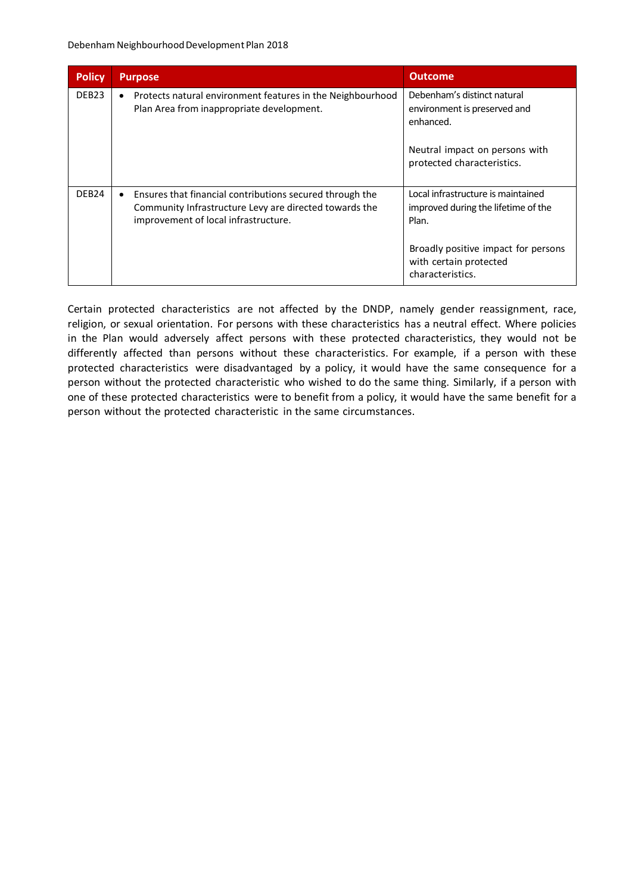| Policy | Purpose | Outcome |
| --- | --- | --- |
| DEB23 | • Protects natural environment features in the Neighbourhood Plan Area from inappropriate development. | Debenham's distinct natural environment is preserved and enhanced.<br><br>Neutral impact on persons with protected characteristics. |
| DEB24 | • Ensures that financial contributions secured through the Community Infrastructure Levy are directed towards the improvement of local infrastructure. | Local infrastructure is maintained improved during the lifetime of the Plan.<br><br>Broadly positive impact for persons with certain protected characteristics. |

Certain protected characteristics are not affected by the DNDP, namely gender reassignment, race, religion, or sexual orientation. For persons with these characteristics has a neutral effect. Where policies in the Plan would adversely affect persons with these protected characteristics, they would not be differently affected than persons without these characteristics. For example, if a person with these protected characteristics were disadvantaged by a policy, it would have the same consequence for a person without the protected characteristic who wished to do the same thing. Similarly, if a person with one of these protected characteristics were to benefit from a policy, it would have the same benefit for a person without the protected characteristic in the same circumstances.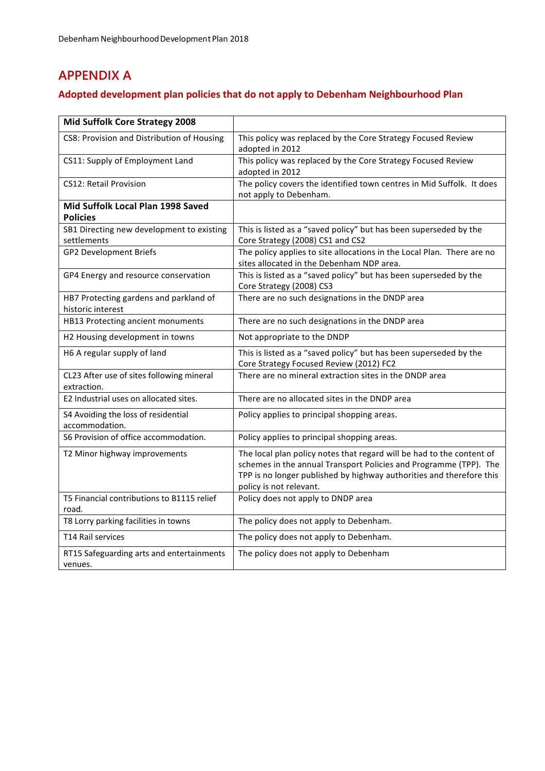# APPENDIX A

## Adopted development plan policies that do not apply to Debenham Neighbourhood Plan

| | |
|---|---|
| **Mid Suffolk Core Strategy 2008** | |
| CS8: Provision and Distribution of Housing | This policy was replaced by the Core Strategy Focused Review adopted in 2012 |
| CS11: Supply of Employment Land | This policy was replaced by the Core Strategy Focused Review adopted in 2012 |
| CS12: Retail Provision | The policy covers the identified town centres in Mid Suffolk. It does not apply to Debenham. |
| **Mid Suffolk Local Plan 1998 Saved Policies** | |
| SB1 Directing new development to existing settlements | This is listed as a "saved policy" but has been superseded by the Core Strategy (2008) CS1 and CS2 |
| GP2 Development Briefs | The policy applies to site allocations in the Local Plan. There are no sites allocated in the Debenham NDP area. |
| GP4 Energy and resource conservation | This is listed as a "saved policy" but has been superseded by the Core Strategy (2008) CS3 |
| HB7 Protecting gardens and parkland of historic interest | There are no such designations in the DNDP area |
| HB13 Protecting ancient monuments | There are no such designations in the DNDP area |
| H2 Housing development in towns | Not appropriate to the DNDP |
| H6 A regular supply of land | This is listed as a "saved policy" but has been superseded by the Core Strategy Focused Review (2012) FC2 |
| CL23 After use of sites following mineral extraction. | There are no mineral extraction sites in the DNDP area |
| E2 Industrial uses on allocated sites. | There are no allocated sites in the DNDP area |
| S4 Avoiding the loss of residential accommodation. | Policy applies to principal shopping areas. |
| S6 Provision of office accommodation. | Policy applies to principal shopping areas. |
| T2 Minor highway improvements | The local plan policy notes that regard will be had to the content of schemes in the annual Transport Policies and Programme (TPP). The TPP is no longer published by highway authorities and therefore this policy is not relevant. |
| T5 Financial contributions to B1115 relief road. | Policy does not apply to DNDP area |
| T8 Lorry parking facilities in towns | The policy does not apply to Debenham. |
| T14 Rail services | The policy does not apply to Debenham. |
| RT15 Safeguarding arts and entertainments venues. | The policy does not apply to Debenham |